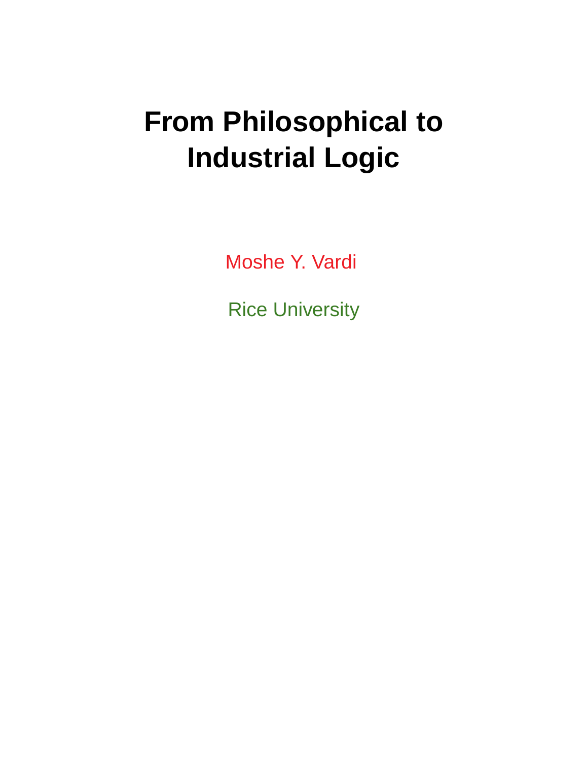# From Philosophical to Industrial Logic

Moshe Y. Vardi

Rice University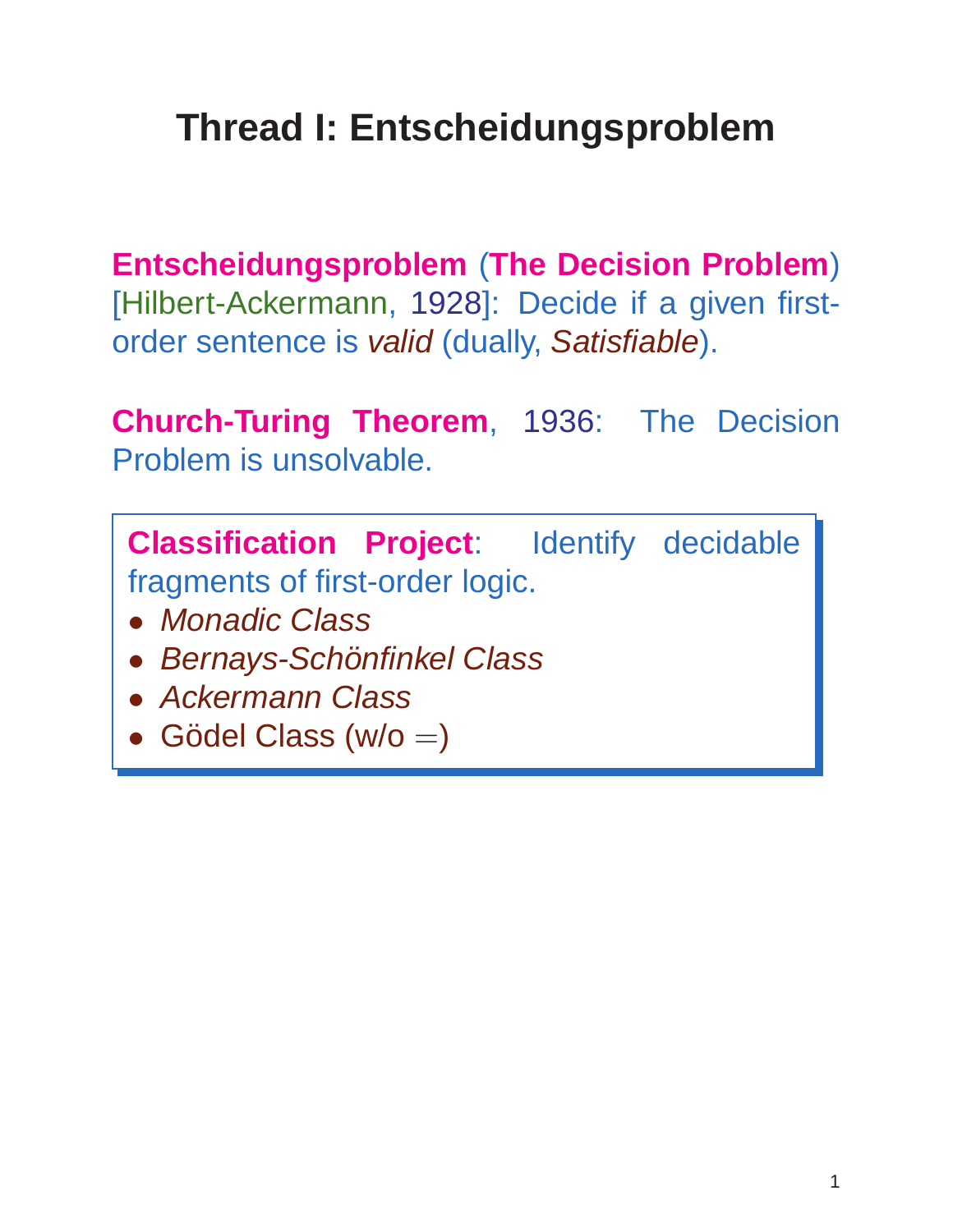# Thread I: Entscheidungsproblem

**Entscheidungsproblem** (**The Decision Problem**) [Hilbert-Ackermann, 1928]: Decide if a given first-order sentence is *valid* (dually, *Satisfiable*).

**Church-Turing Theorem**, 1936: The Decision Problem is unsolvable.

**Classification Project**: Identify decidable fragments of first-order logic.

- *Monadic Class*
- *Bernays-Schönfinkel Class*
- *Ackermann Class*
- Gödel Class (w/o $=$)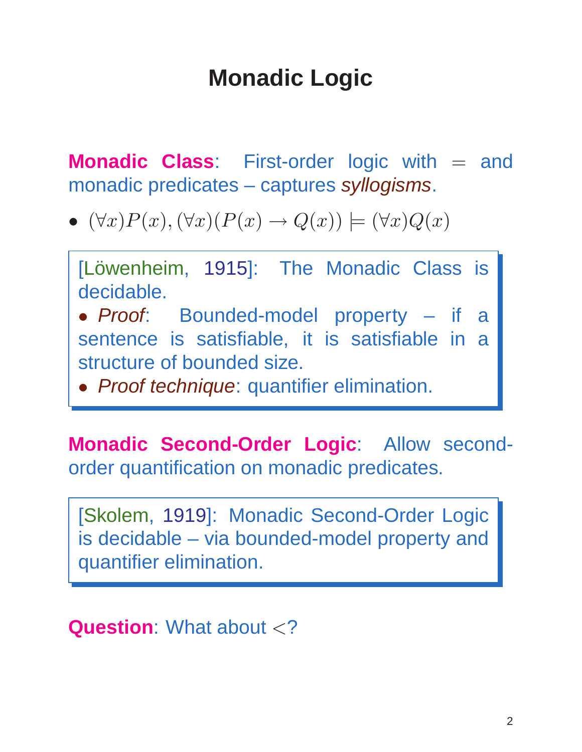# Monadic Logic

**Monadic Class**: First-order logic with $=$ and monadic predicates – captures *syllogisms*.

- $(\forall x)P(x), (\forall x)(P(x) \rightarrow Q(x)) \models (\forall x)Q(x)$

> [Löwenheim, 1915]: The Monadic Class is decidable.
> - *Proof*: Bounded-model property – if a sentence is satisfiable, it is satisfiable in a structure of bounded size.
> - *Proof technique*: quantifier elimination.

**Monadic Second-Order Logic**: Allow second-order quantification on monadic predicates.

> [Skolem, 1919]: Monadic Second-Order Logic is decidable – via bounded-model property and quantifier elimination.

**Question**: What about $<$?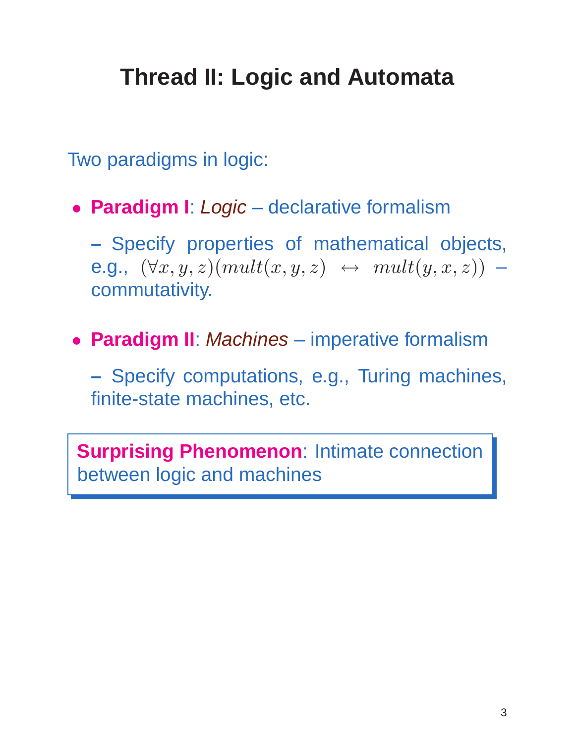# Thread II: Logic and Automata

Two paradigms in logic:

- **Paradigm I**: *Logic* – declarative formalism

  – Specify properties of mathematical objects, e.g., $(\forall x, y, z)(mult(x, y, z) \leftrightarrow mult(y, x, z))$ – commutativity.

- **Paradigm II**: *Machines* – imperative formalism

  – Specify computations, e.g., Turing machines, finite-state machines, etc.

> **Surprising Phenomenon**: Intimate connection between logic and machines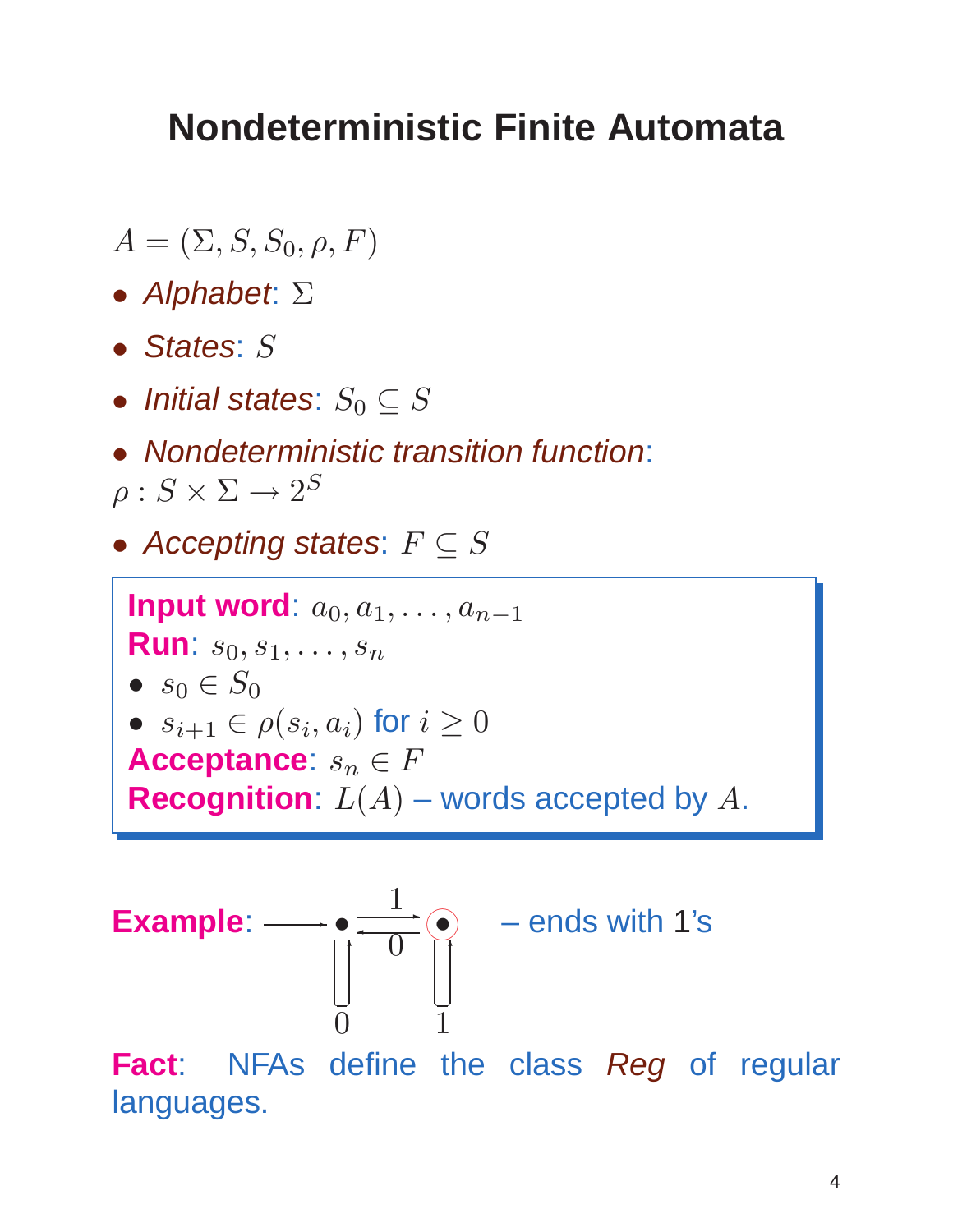# Nondeterministic Finite Automata

$A = (\Sigma, S, S_0, \rho, F)$

- *Alphabet*: $\Sigma$
- *States*: $S$
- *Initial states*: $S_0 \subseteq S$
- *Nondeterministic transition function*:

$\rho : S \times \Sigma \rightarrow 2^S$

- *Accepting states*: $F \subseteq S$

**Input word**: $a_0, a_1, \ldots, a_{n-1}$
**Run**: $s_0, s_1, \ldots, s_n$

- $s_0 \in S_0$
- $s_{i+1} \in \rho(s_i, a_i)$ for $i \geq 0$

**Acceptance**: $s_n \in F$
**Recognition**: $L(A)$ – words accepted by $A$.

**Example**: – ends with 1's

**Fact**: NFAs define the class *Reg* of regular languages.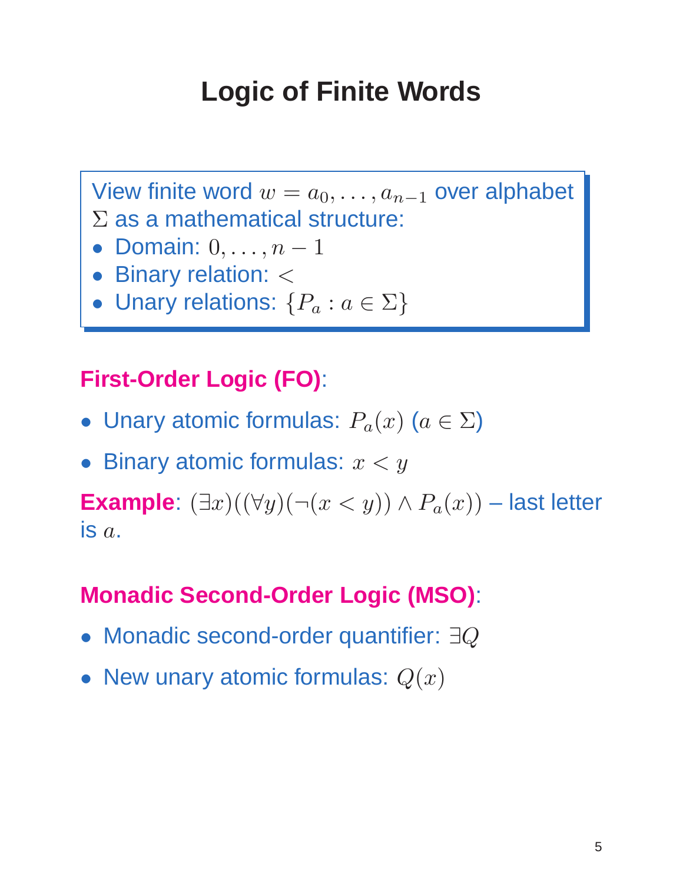# Logic of Finite Words

View finite word $w = a_0, \ldots, a_{n-1}$ over alphabet $\Sigma$ as a mathematical structure:

- Domain: $0, \ldots, n-1$
- Binary relation: $<$
- Unary relations: $\{P_a : a \in \Sigma\}$

**First-Order Logic (FO)**:

- Unary atomic formulas: $P_a(x)$ ($a \in \Sigma$)
- Binary atomic formulas: $x < y$

**Example**: $(\exists x)((\forall y)(\neg(x < y)) \wedge P_a(x))$ – last letter is $a$.

**Monadic Second-Order Logic (MSO)**:

- Monadic second-order quantifier: $\exists Q$
- New unary atomic formulas: $Q(x)$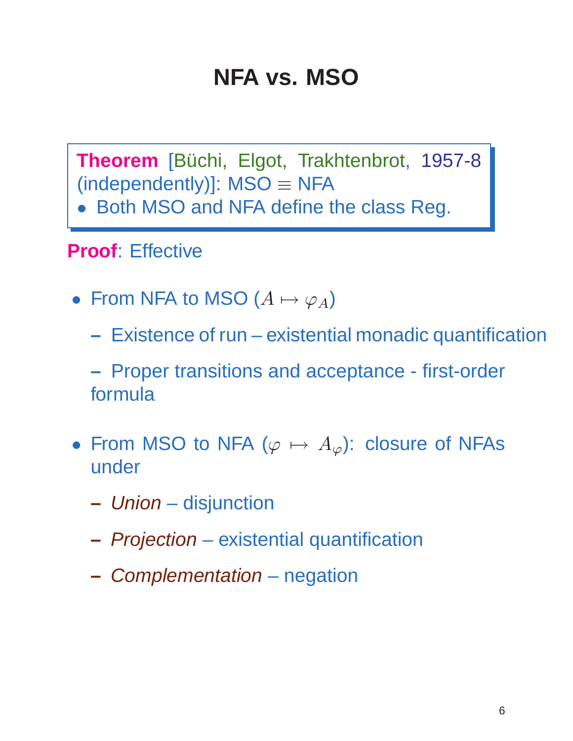# NFA vs. MSO

> **Theorem** [Büchi, Elgot, Trakhtenbrot, 1957-8 (independently)]: MSO $\equiv$ NFA
>
> - Both MSO and NFA define the class Reg.

**Proof**: Effective

- From NFA to MSO ($A \mapsto \varphi_A$)
  - Existence of run – existential monadic quantification
  - Proper transitions and acceptance - first-order formula
- From MSO to NFA ($\varphi \mapsto A_\varphi$): closure of NFAs under
  - *Union* – disjunction
  - *Projection* – existential quantification
  - *Complementation* – negation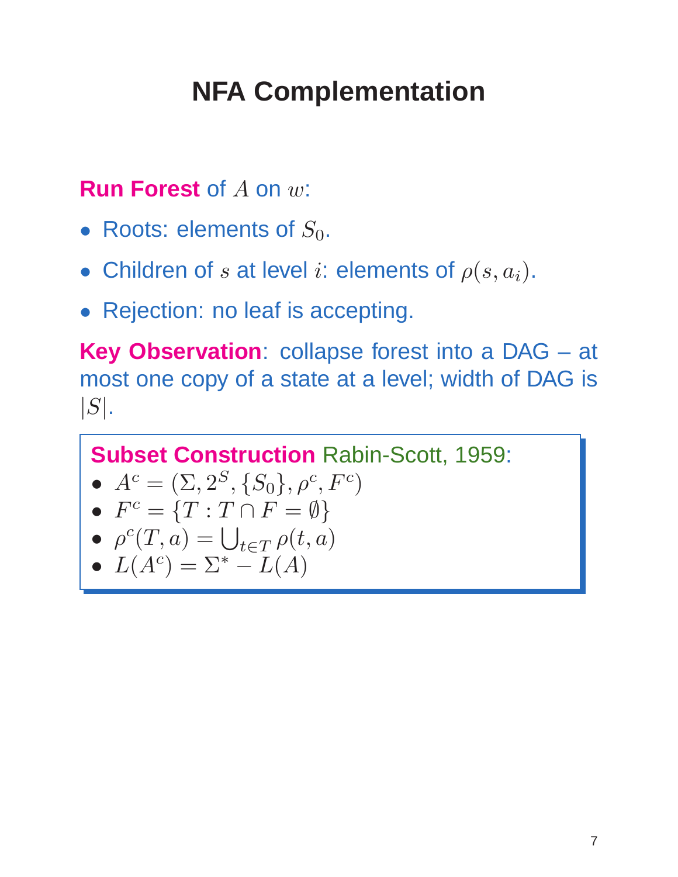# NFA Complementation

**Run Forest** of $A$ on $w$:

- Roots: elements of $S_0$.
- Children of $s$ at level $i$: elements of $\rho(s, a_i)$.
- Rejection: no leaf is accepting.

**Key Observation**: collapse forest into a DAG – at most one copy of a state at a level; width of DAG is $|S|$.

**Subset Construction** Rabin-Scott, 1959:

- $A^c = (\Sigma, 2^S, \{S_0\}, \rho^c, F^c)$
- $F^c = \{T : T \cap F = \emptyset\}$
- $\rho^c(T, a) = \bigcup_{t \in T} \rho(t, a)$
- $L(A^c) = \Sigma^* - L(A)$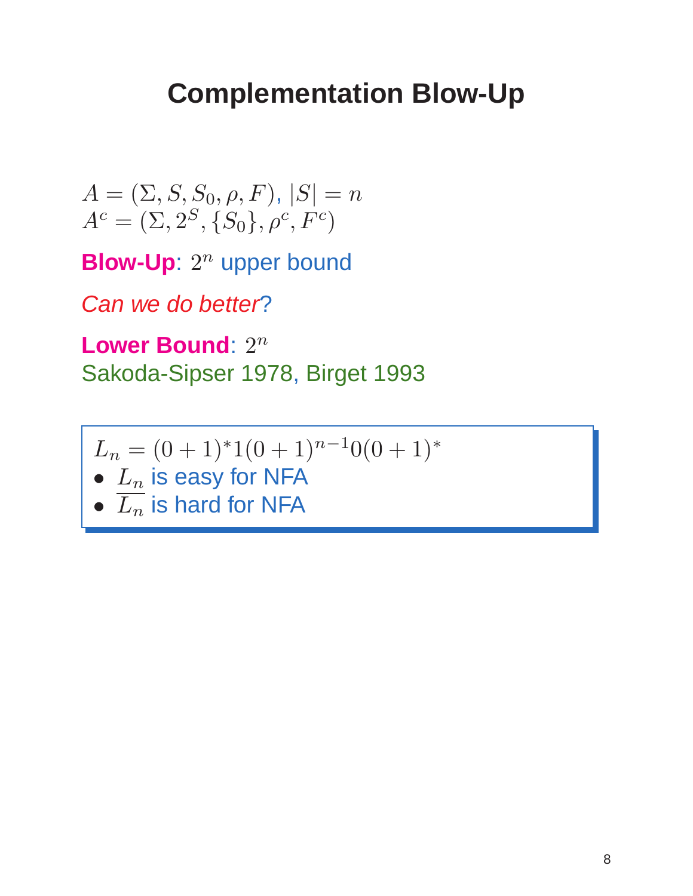# Complementation Blow-Up

$A = (\Sigma, S, S_0, \rho, F)$, $|S| = n$
$A^c = (\Sigma, 2^S, \{S_0\}, \rho^c, F^c)$

**Blow-Up**: $2^n$ upper bound

*Can we do better*?

**Lower Bound**: $2^n$
Sakoda-Sipser 1978, Birget 1993

$L_n = (0 + 1)^* 1 (0 + 1)^{n-1} 0 (0 + 1)^*$

- $L_n$ is easy for NFA
- $\overline{L_n}$ is hard for NFA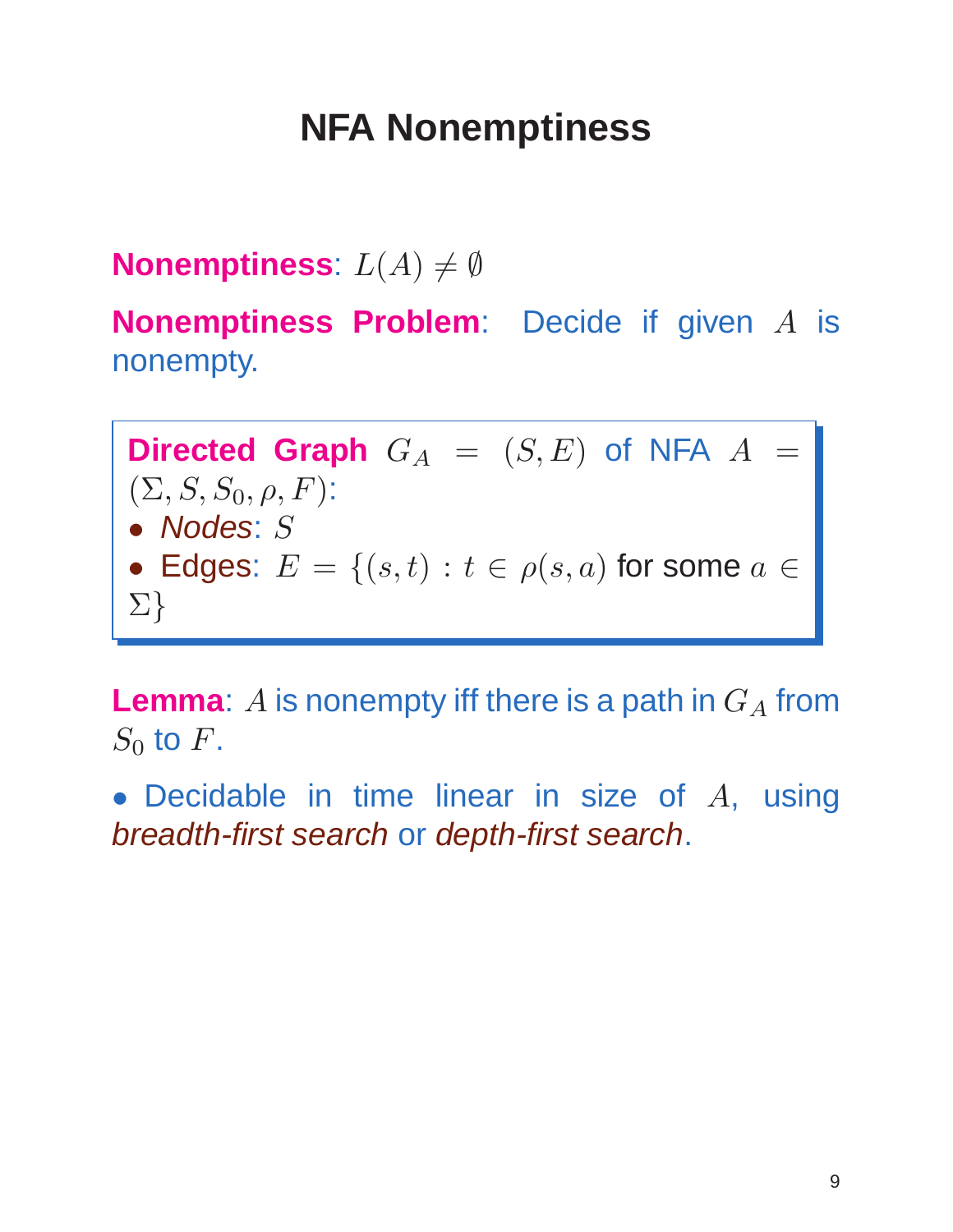# NFA Nonemptiness

**Nonemptiness**: $L(A) \neq \emptyset$

**Nonemptiness Problem**: Decide if given $A$ is nonempty.

**Directed Graph** $G_A = (S, E)$ of NFA $A = (\Sigma, S, S_0, \rho, F)$:

- *Nodes*: $S$
- Edges: $E = \{(s, t) : t \in \rho(s, a)$ for some $a \in \Sigma\}$

**Lemma**: $A$ is nonempty iff there is a path in $G_A$ from $S_0$ to $F$.

- Decidable in time linear in size of $A$, using *breadth-first search* or *depth-first search*.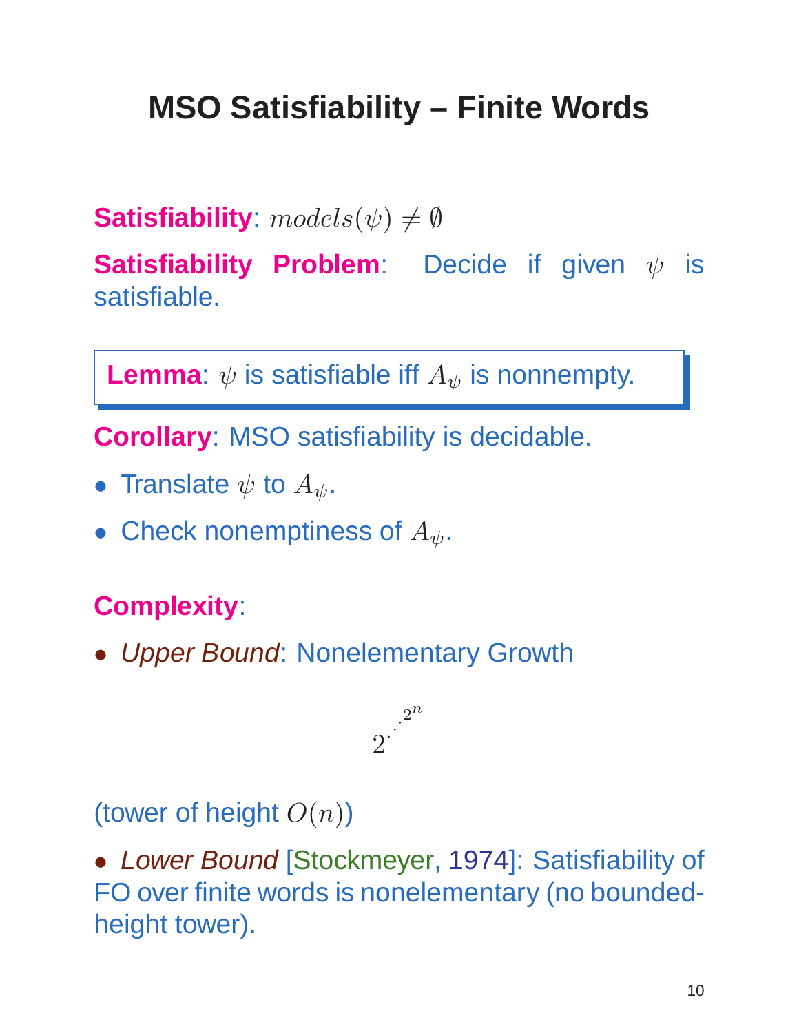# MSO Satisfiability – Finite Words

**Satisfiability**: $models(\psi) \neq \emptyset$

**Satisfiability Problem**: Decide if given $\psi$ is satisfiable.

> **Lemma**: $\psi$ is satisfiable iff $A_\psi$ is nonnempty.

**Corollary**: MSO satisfiability is decidable.

- Translate $\psi$ to $A_\psi$.
- Check nonemptiness of $A_\psi$.

**Complexity**:

- *Upper Bound*: Nonelementary Growth

$$2^{\cdot^{\cdot^{\cdot^{2^n}}}}$$

(tower of height $O(n)$)

- *Lower Bound* [Stockmeyer, 1974]: Satisfiability of FO over finite words is nonelementary (no bounded-height tower).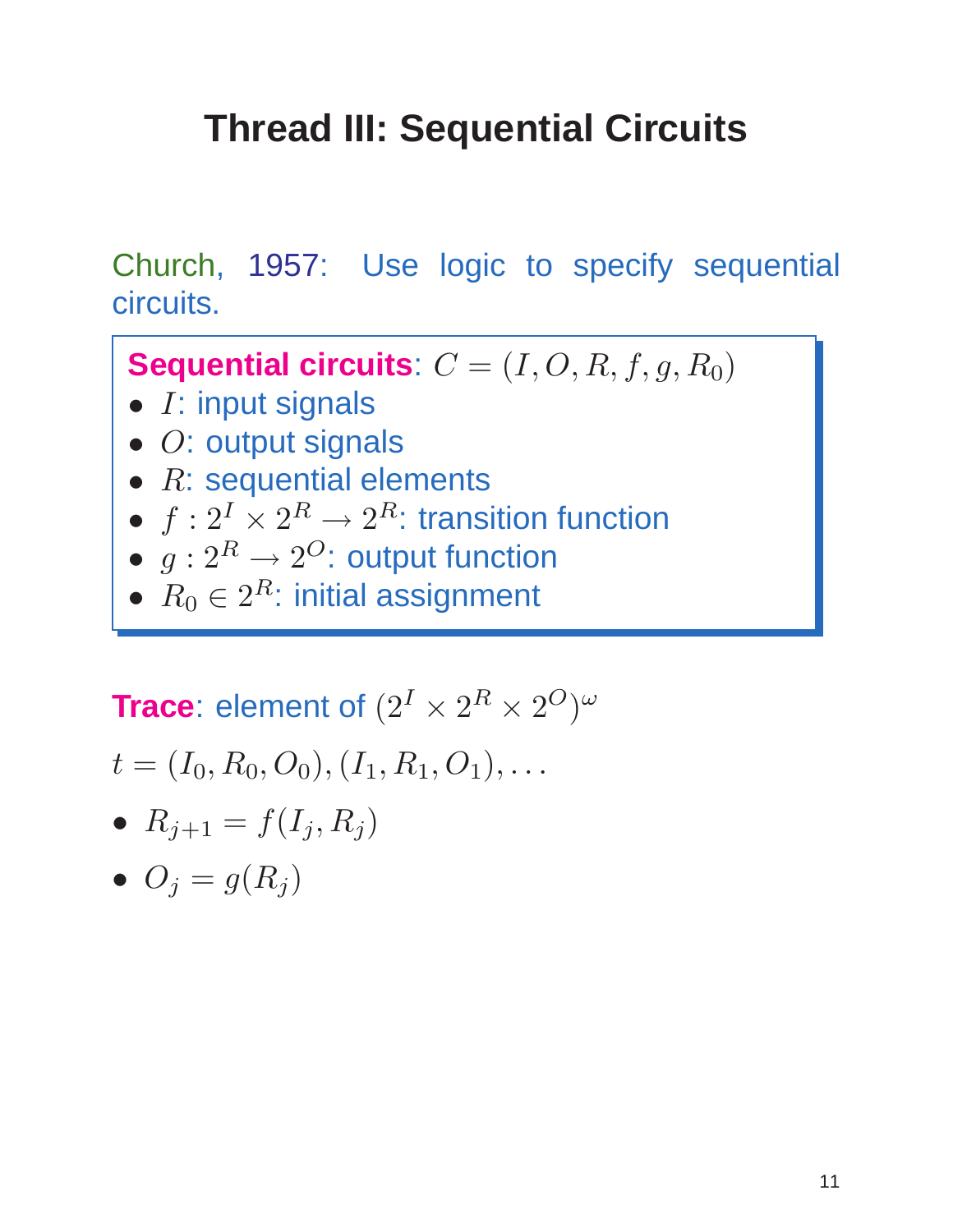# Thread III: Sequential Circuits

Church, 1957: Use logic to specify sequential circuits.

**Sequential circuits**: $C = (I, O, R, f, g, R_0)$

- $I$: input signals
- $O$: output signals
- $R$: sequential elements
- $f : 2^I \times 2^R \rightarrow 2^R$: transition function
- $g : 2^R \rightarrow 2^O$: output function
- $R_0 \in 2^R$: initial assignment

**Trace**: element of $(2^I \times 2^R \times 2^O)^\omega$

$t = (I_0, R_0, O_0), (I_1, R_1, O_1), \ldots$

- $R_{j+1} = f(I_j, R_j)$
- $O_j = g(R_j)$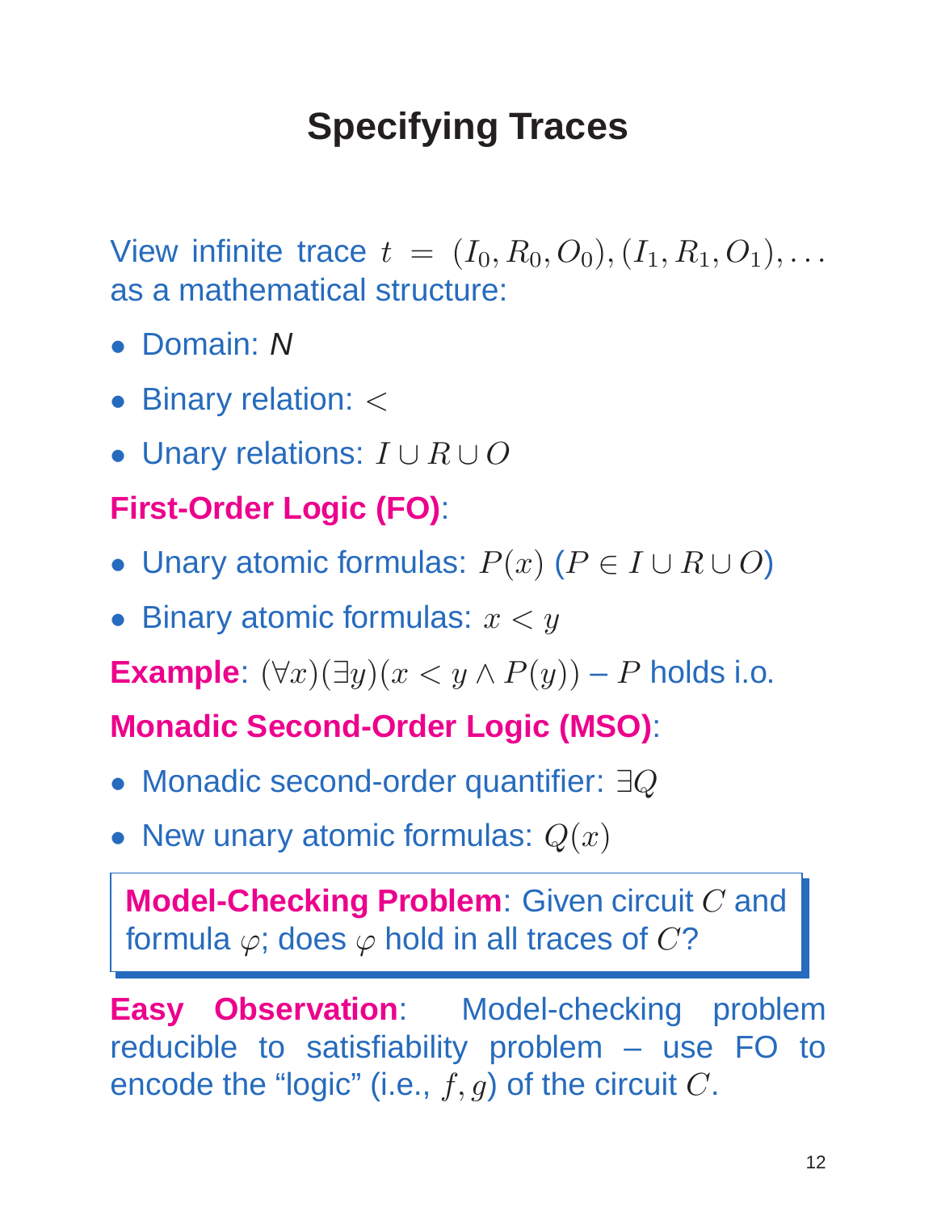# Specifying Traces

View infinite trace $t = (I_0, R_0, O_0), (I_1, R_1, O_1), \ldots$ as a mathematical structure:

- Domain: *N*
- Binary relation: $<$
- Unary relations: $I \cup R \cup O$

**First-Order Logic (FO)**:

- Unary atomic formulas: $P(x)$ ($P \in I \cup R \cup O$)
- Binary atomic formulas: $x < y$

**Example**: $(\forall x)(\exists y)(x < y \wedge P(y))$ – $P$ holds i.o.

**Monadic Second-Order Logic (MSO)**:

- Monadic second-order quantifier: $\exists Q$
- New unary atomic formulas: $Q(x)$

**Model-Checking Problem**: Given circuit $C$ and formula $\varphi$; does $\varphi$ hold in all traces of $C$?

**Easy Observation**: Model-checking problem reducible to satisfiability problem – use FO to encode the "logic" (i.e., $f, g$) of the circuit $C$.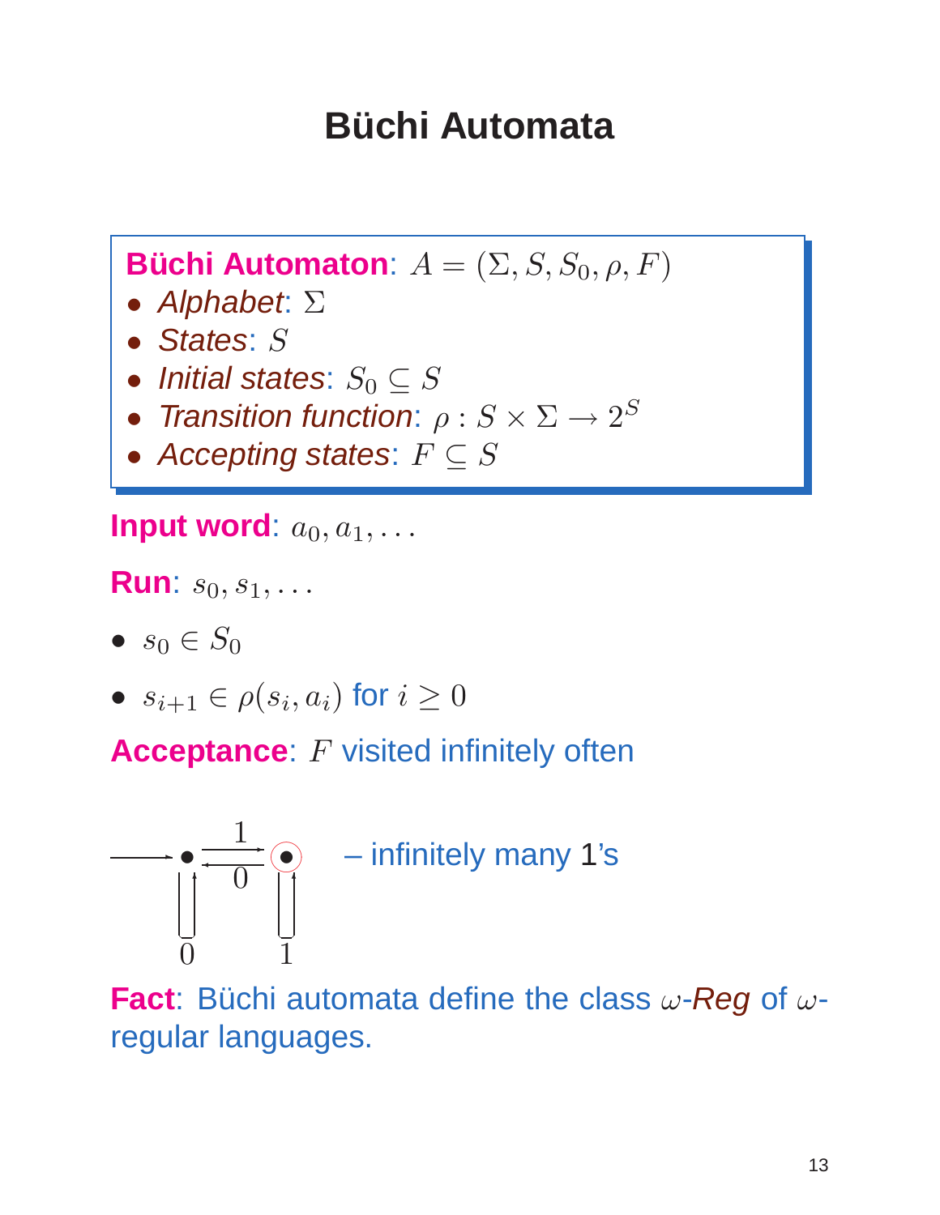# Büchi Automata

**Büchi Automaton**: $A = (\Sigma, S, S_0, \rho, F)$

- *Alphabet*: $\Sigma$
- *States*: $S$
- *Initial states*: $S_0 \subseteq S$
- *Transition function*: $\rho : S \times \Sigma \rightarrow 2^S$
- *Accepting states*: $F \subseteq S$

**Input word**: $a_0, a_1, \ldots$

**Run**: $s_0, s_1, \ldots$

- $s_0 \in S_0$
- $s_{i+1} \in \rho(s_i, a_i)$ for $i \geq 0$

**Acceptance**: $F$ visited infinitely often

– infinitely many 1's

**Fact**: Büchi automata define the class $\omega$-*Reg* of $\omega$-regular languages.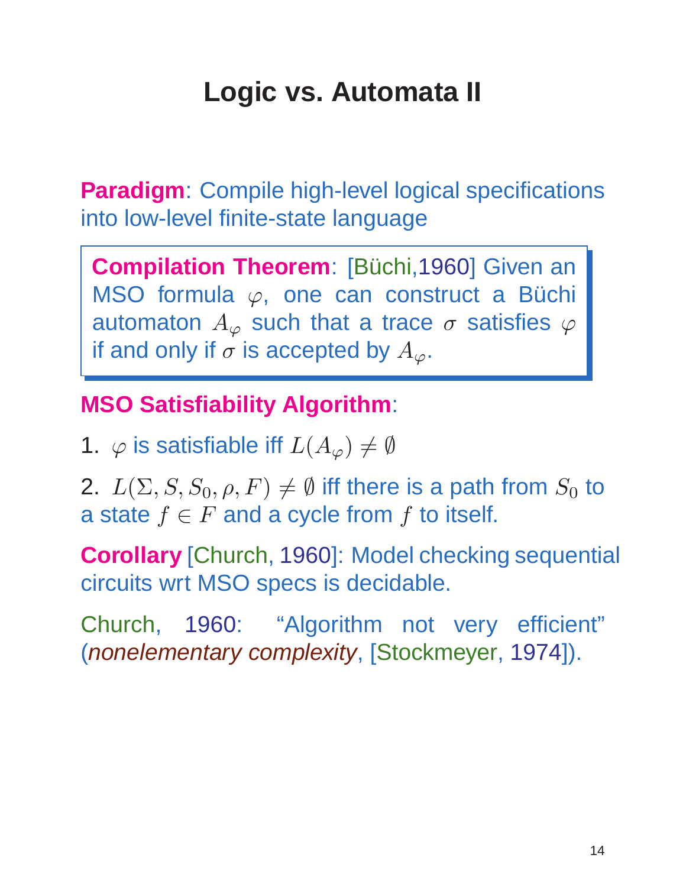# Logic vs. Automata II

**Paradigm**: Compile high-level logical specifications into low-level finite-state language

> **Compilation Theorem**: [Büchi,1960] Given an MSO formula $\varphi$, one can construct a Büchi automaton $A_\varphi$ such that a trace $\sigma$ satisfies $\varphi$ if and only if $\sigma$ is accepted by $A_\varphi$.

**MSO Satisfiability Algorithm**:

1. $\varphi$ is satisfiable iff $L(A_\varphi) \neq \emptyset$
2. $L(\Sigma, S, S_0, \rho, F) \neq \emptyset$ iff there is a path from $S_0$ to a state $f \in F$ and a cycle from $f$ to itself.

**Corollary** [Church, 1960]: Model checking sequential circuits wrt MSO specs is decidable.

Church, 1960: "Algorithm not very efficient" (*nonelementary complexity*, [Stockmeyer, 1974]).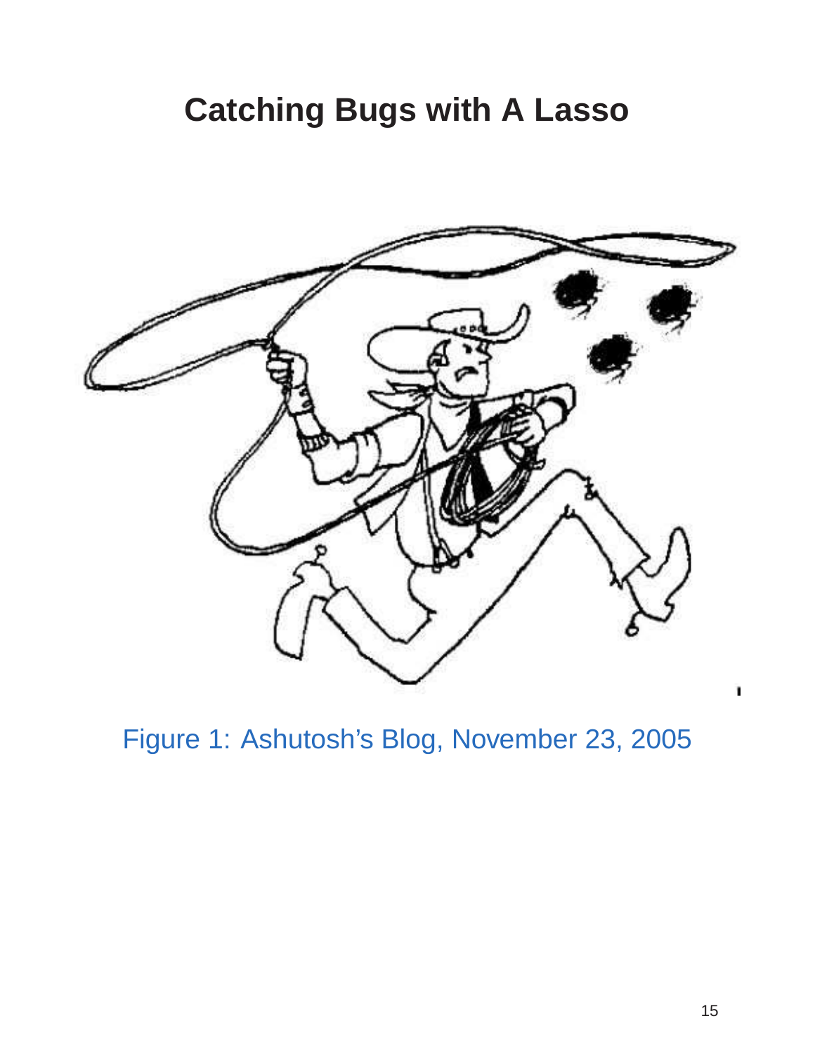# Catching Bugs with A Lasso

Figure 1: Ashutosh's Blog, November 23, 2005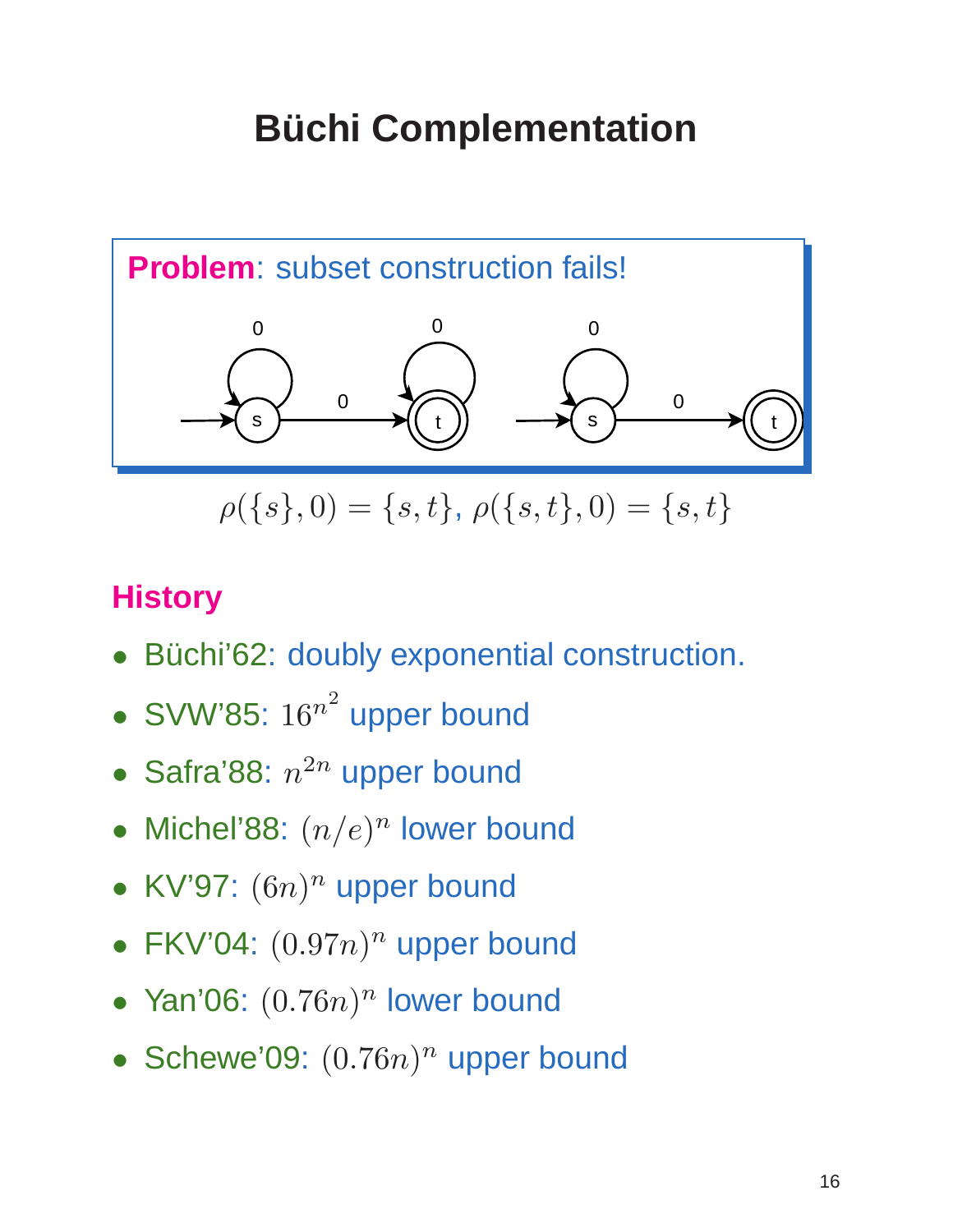# Büchi Complementation

**Problem**: subset construction fails!

$\rho(\{s\}, 0) = \{s, t\}$, $\rho(\{s, t\}, 0) = \{s, t\}$

**History**

- Büchi'62: doubly exponential construction.
- SVW'85: $16^{n^2}$ upper bound
- Safra'88: $n^{2n}$ upper bound
- Michel'88: $(n/e)^n$ lower bound
- KV'97: $(6n)^n$ upper bound
- FKV'04: $(0.97n)^n$ upper bound
- Yan'06: $(0.76n)^n$ lower bound
- Schewe'09: $(0.76n)^n$ upper bound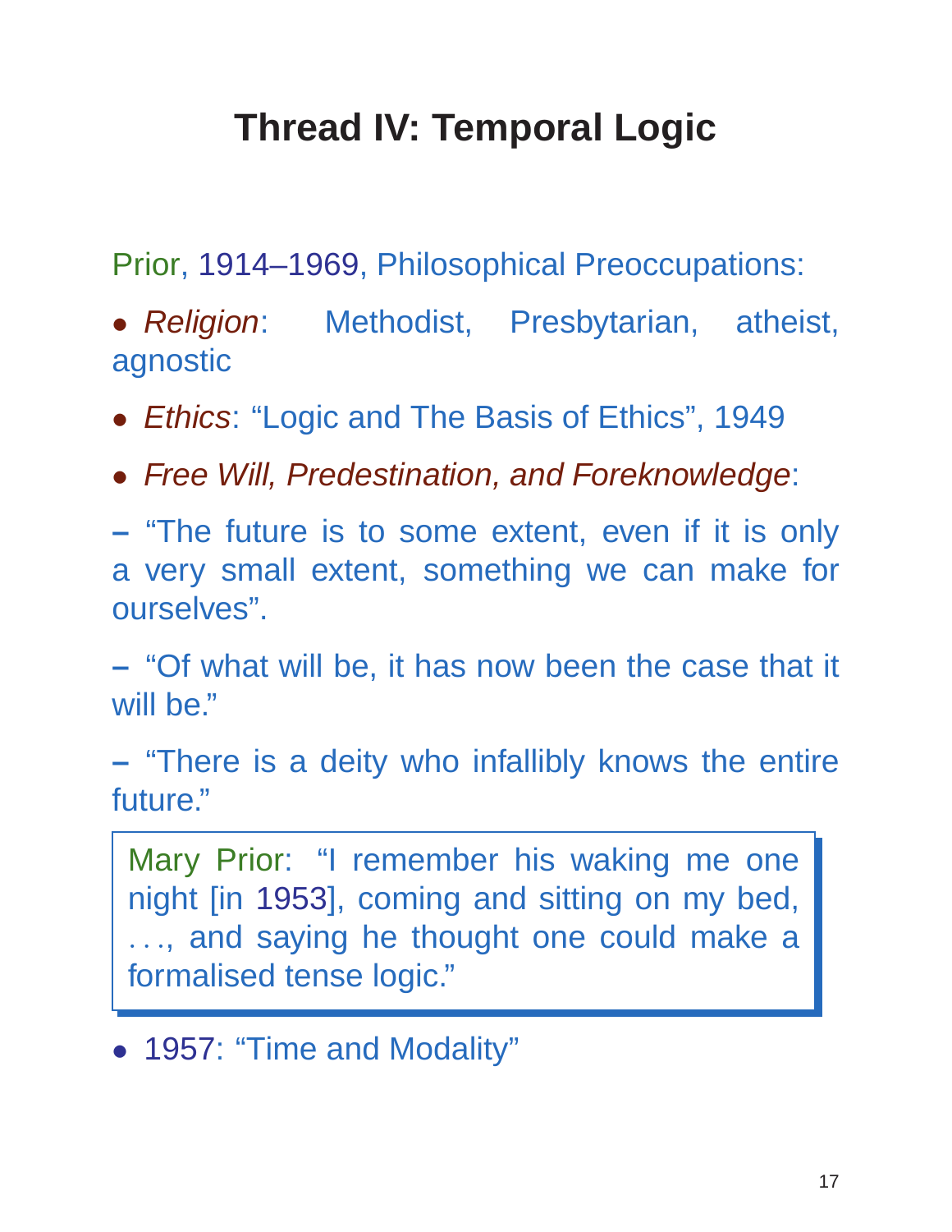# Thread IV: Temporal Logic

Prior, 1914–1969, Philosophical Preoccupations:

- *Religion*: Methodist, Presbytarian, atheist, agnostic
- *Ethics*: "Logic and The Basis of Ethics", 1949
- *Free Will, Predestination, and Foreknowledge*:

  – "The future is to some extent, even if it is only a very small extent, something we can make for ourselves".

  – "Of what will be, it has now been the case that it will be."

  – "There is a deity who infallibly knows the entire future."

> Mary Prior: "I remember his waking me one night [in 1953], coming and sitting on my bed, . . ., and saying he thought one could make a formalised tense logic."

- 1957: "Time and Modality"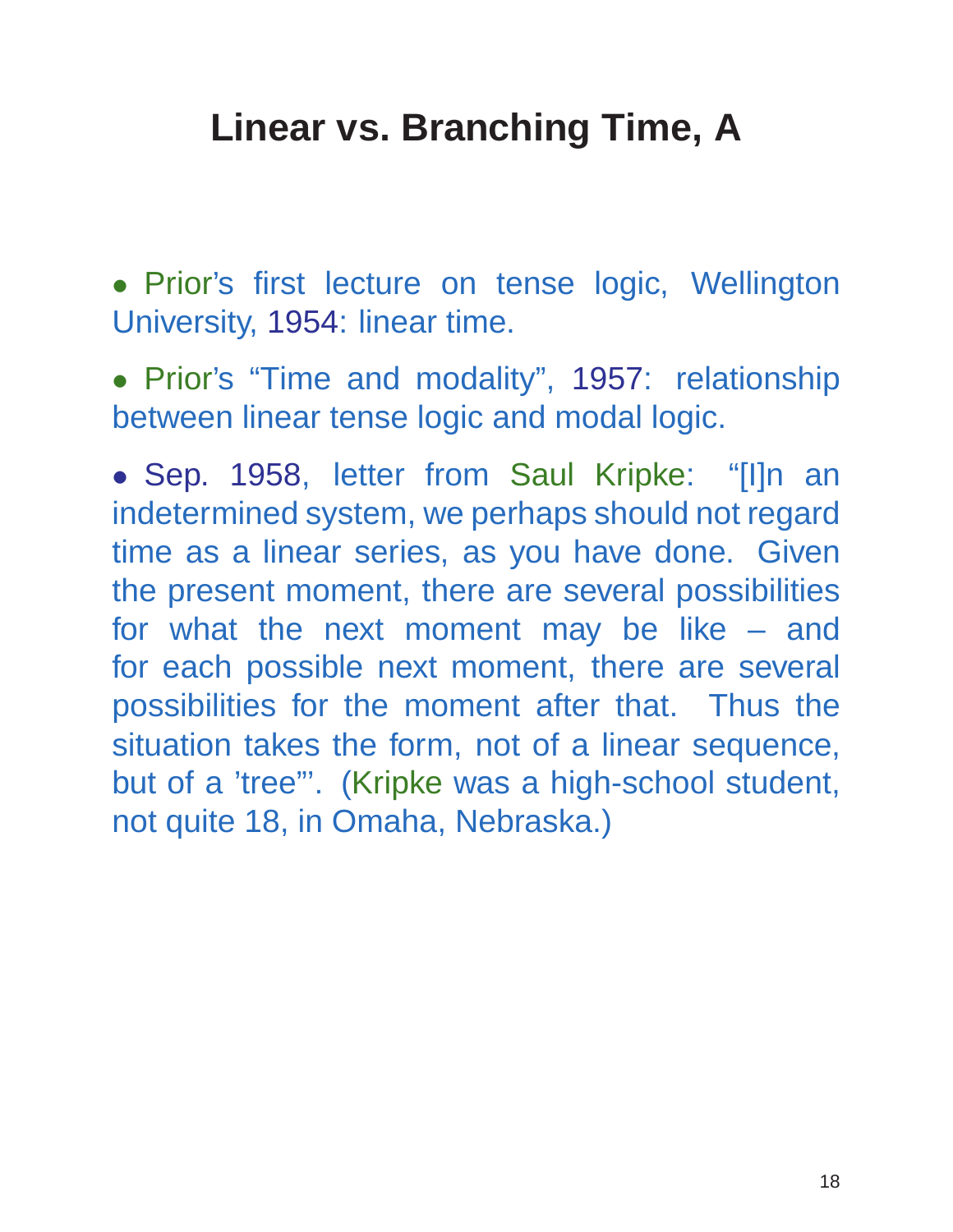# Linear vs. Branching Time, A

- Prior's first lecture on tense logic, Wellington University, 1954: linear time.
- Prior's "Time and modality", 1957: relationship between linear tense logic and modal logic.
- Sep. 1958, letter from Saul Kripke: "[I]n an indetermined system, we perhaps should not regard time as a linear series, as you have done. Given the present moment, there are several possibilities for what the next moment may be like – and for each possible next moment, there are several possibilities for the moment after that. Thus the situation takes the form, not of a linear sequence, but of a 'tree"'. (Kripke was a high-school student, not quite 18, in Omaha, Nebraska.)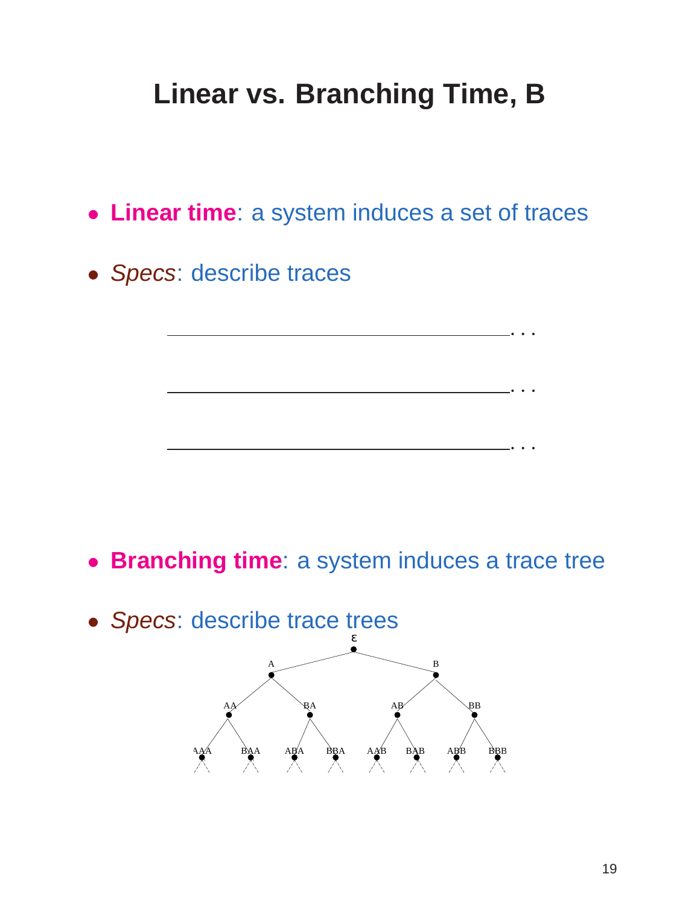# Linear vs. Branching Time, B

- **Linear time**: a system induces a set of traces
- *Specs*: describe traces

- **Branching time**: a system induces a trace tree
- *Specs*: describe trace trees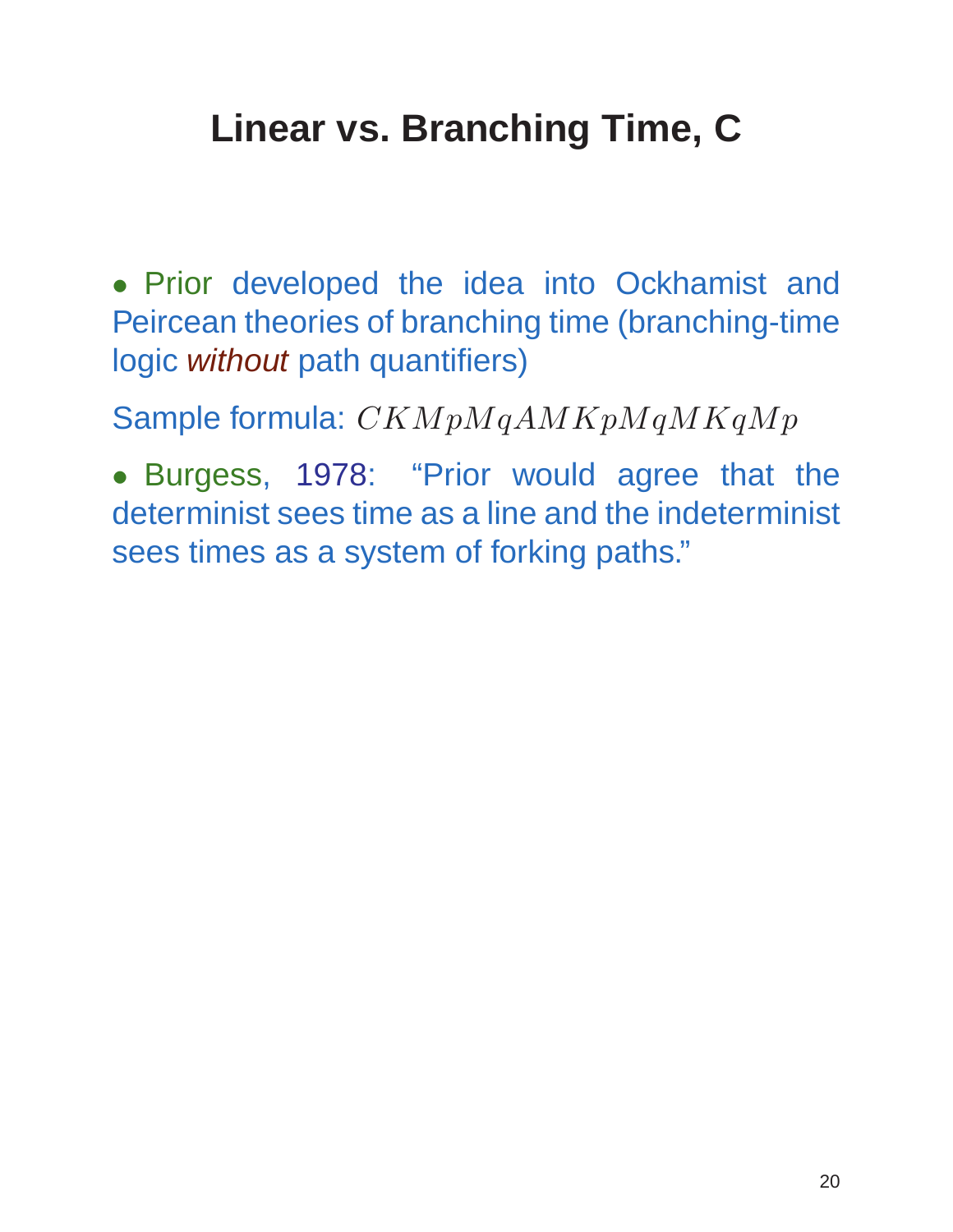# Linear vs. Branching Time, C

- Prior developed the idea into Ockhamist and Peircean theories of branching time (branching-time logic *without* path quantifiers)

Sample formula: $CKMpMqAMKpMqMKqMp$

- Burgess, 1978: "Prior would agree that the determinist sees time as a line and the indeterminist sees times as a system of forking paths."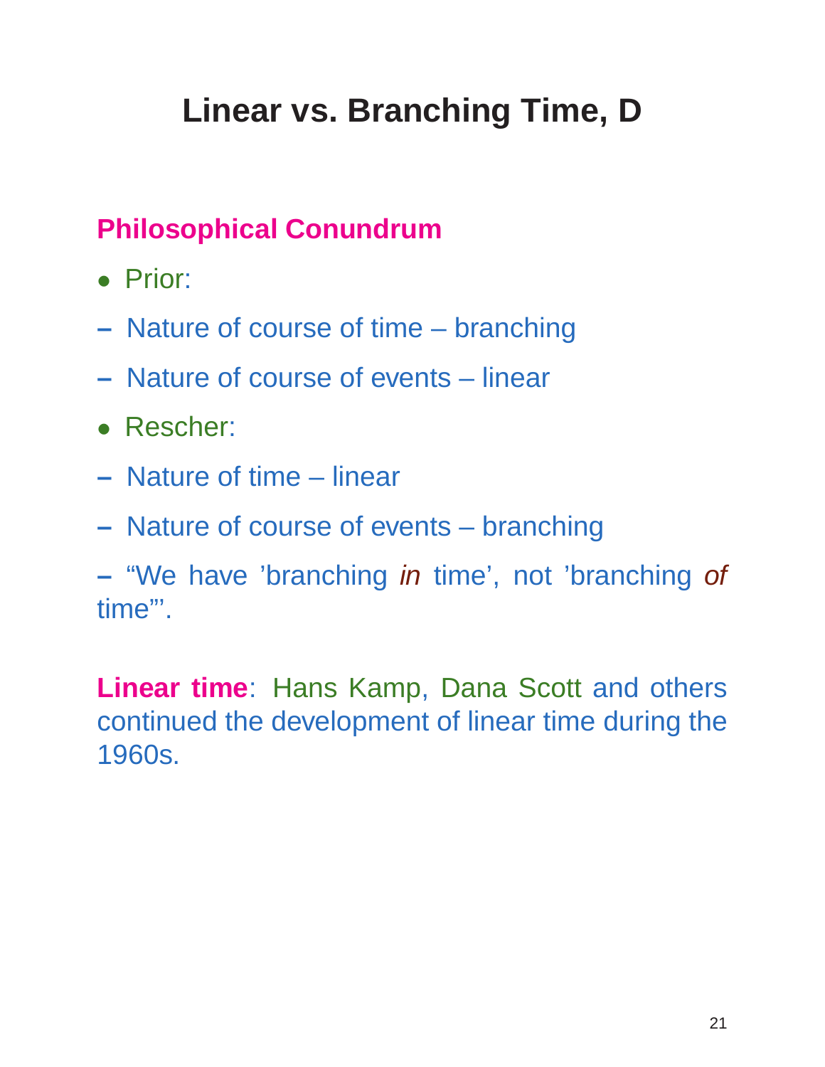# Linear vs. Branching Time, D

## Philosophical Conundrum

- Prior:
  - Nature of course of time – branching
  - Nature of course of events – linear
- Rescher:
  - Nature of time – linear
  - Nature of course of events – branching
  - "We have 'branching *in* time', not 'branching *of* time"'.

**Linear time**: Hans Kamp, Dana Scott and others continued the development of linear time during the 1960s.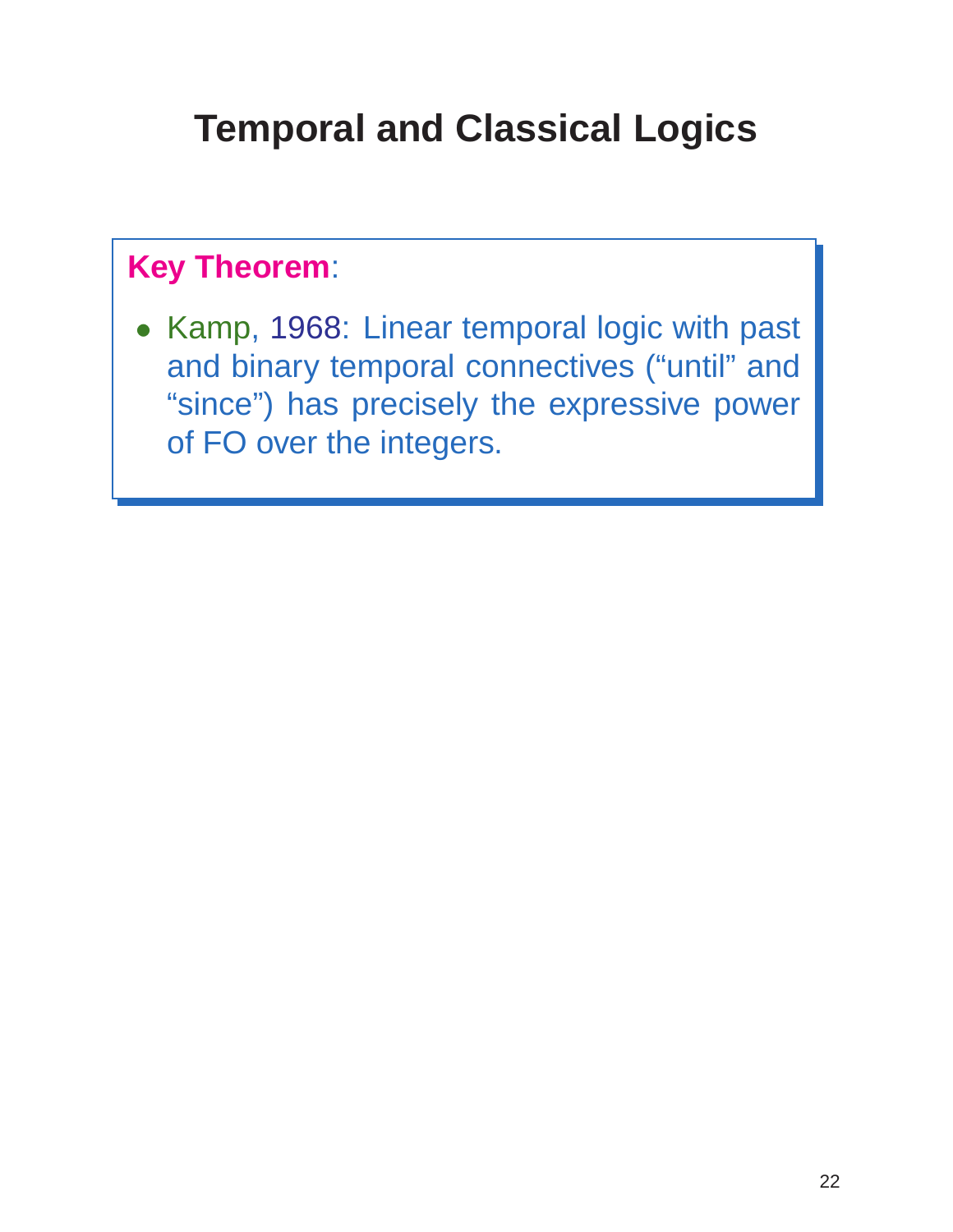# Temporal and Classical Logics

**Key Theorem**:

- Kamp, 1968: Linear temporal logic with past and binary temporal connectives ("until" and "since") has precisely the expressive power of FO over the integers.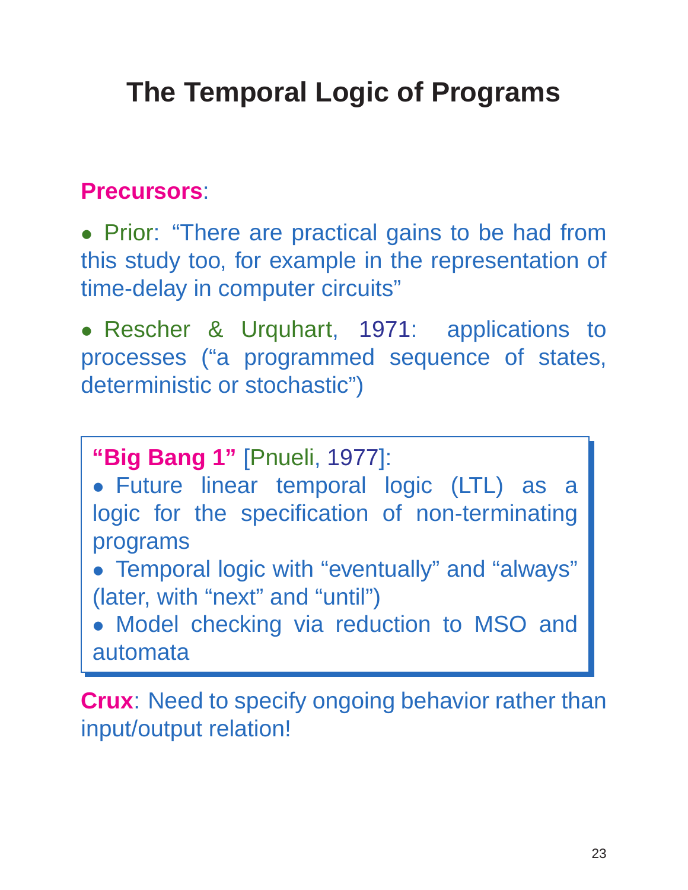# The Temporal Logic of Programs

**Precursors**:

- Prior: "There are practical gains to be had from this study too, for example in the representation of time-delay in computer circuits"

- Rescher & Urquhart, 1971: applications to processes ("a programmed sequence of states, deterministic or stochastic")

**"Big Bang 1"** [Pnueli, 1977]:

- Future linear temporal logic (LTL) as a logic for the specification of non-terminating programs
- Temporal logic with "eventually" and "always" (later, with "next" and "until")
- Model checking via reduction to MSO and automata

**Crux**: Need to specify ongoing behavior rather than input/output relation!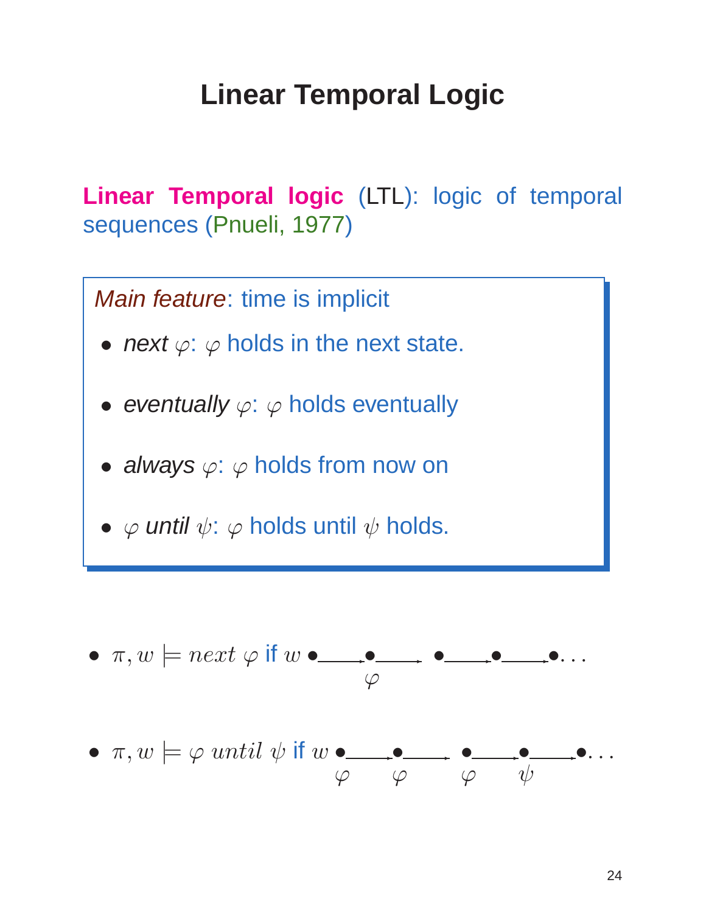# Linear Temporal Logic

**Linear Temporal logic** (LTL): logic of temporal sequences (Pnueli, 1977)

*Main feature*: time is implicit

- *next* $\varphi$: $\varphi$ holds in the next state.
- *eventually* $\varphi$: $\varphi$ holds eventually
- *always* $\varphi$: $\varphi$ holds from now on
- $\varphi$ *until* $\psi$: $\varphi$ holds until $\psi$ holds.

- $\pi, w \models next\ \varphi$ if $w \bullet \longrightarrow \underset{\varphi}{\bullet} \longrightarrow \bullet \longrightarrow \bullet \longrightarrow \bullet \ldots$
- $\pi, w \models \varphi\ until\ \psi$ if $w\ \underset{\varphi}{\bullet} \longrightarrow \underset{\varphi}{\bullet} \longrightarrow \underset{\varphi}{\bullet} \longrightarrow \underset{\psi}{\bullet} \longrightarrow \bullet \ldots$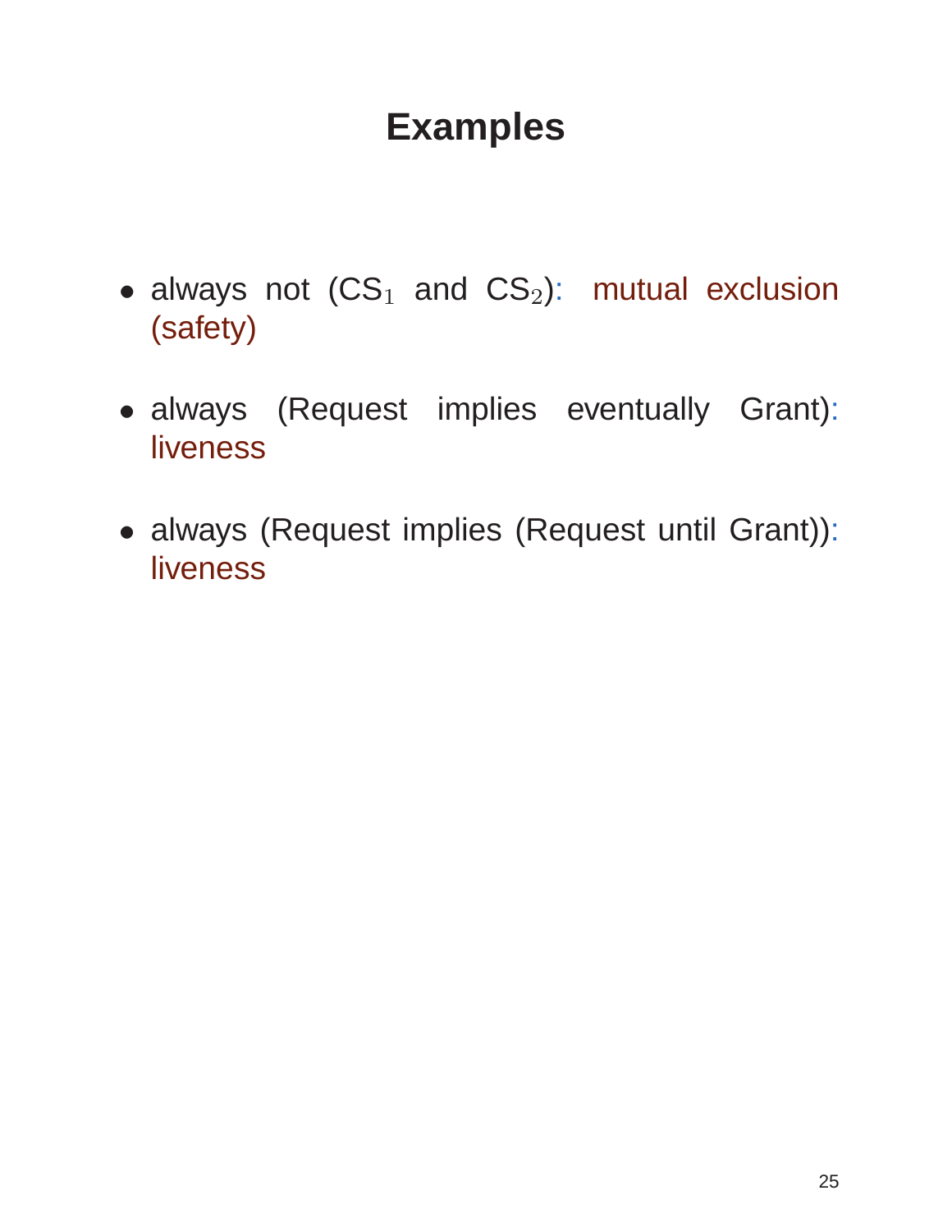# Examples

- always not ($CS_1$ and $CS_2$): mutual exclusion (safety)

- always (Request implies eventually Grant): liveness

- always (Request implies (Request until Grant)): liveness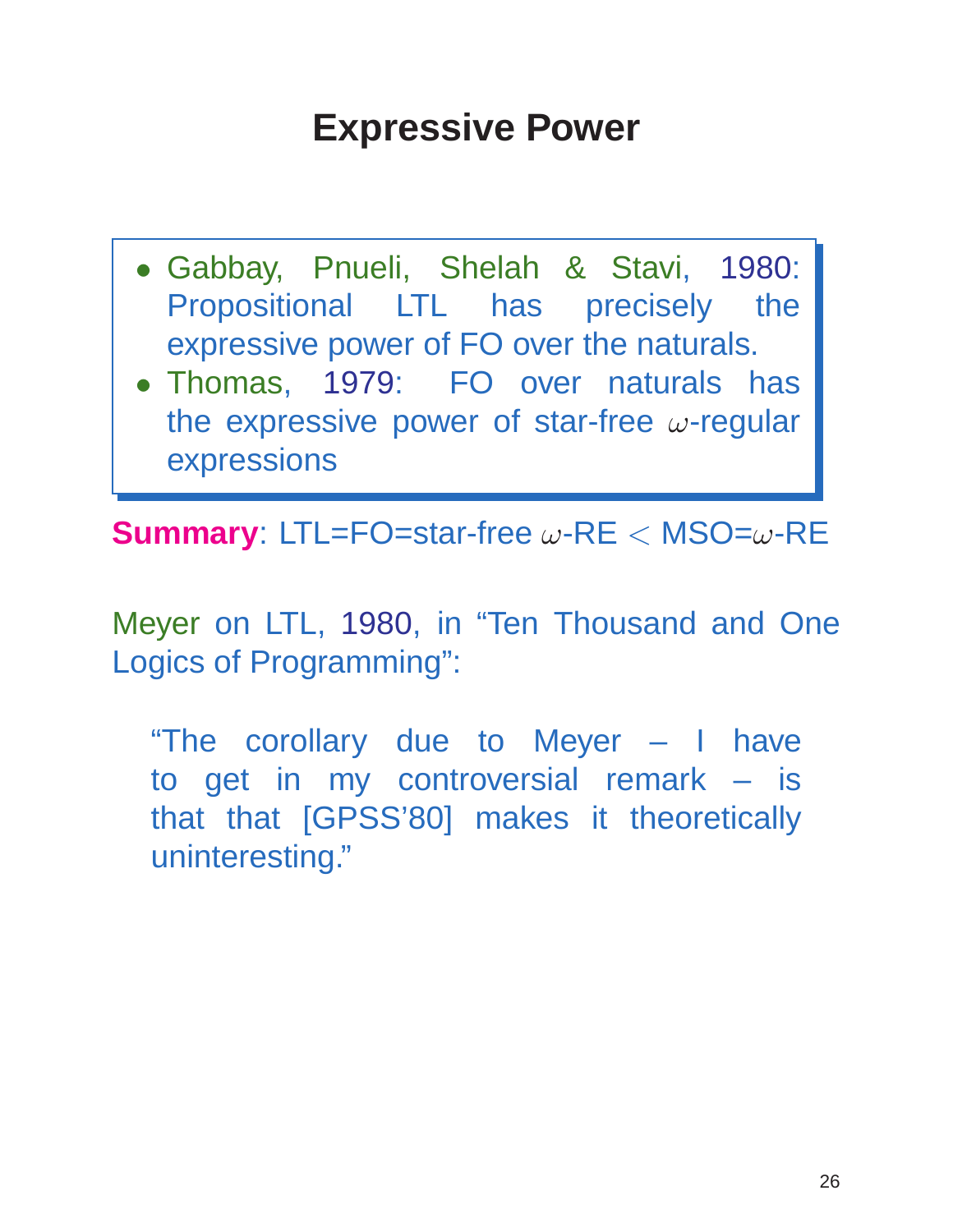# Expressive Power

- Gabbay, Pnueli, Shelah & Stavi, 1980: Propositional LTL has precisely the expressive power of FO over the naturals.
- Thomas, 1979: FO over naturals has the expressive power of star-free $\omega$-regular expressions

**Summary**: LTL=FO=star-free $\omega$-RE $<$ MSO=$\omega$-RE

Meyer on LTL, 1980, in "Ten Thousand and One Logics of Programming":

> "The corollary due to Meyer – I have to get in my controversial remark – is that that [GPSS'80] makes it theoretically uninteresting."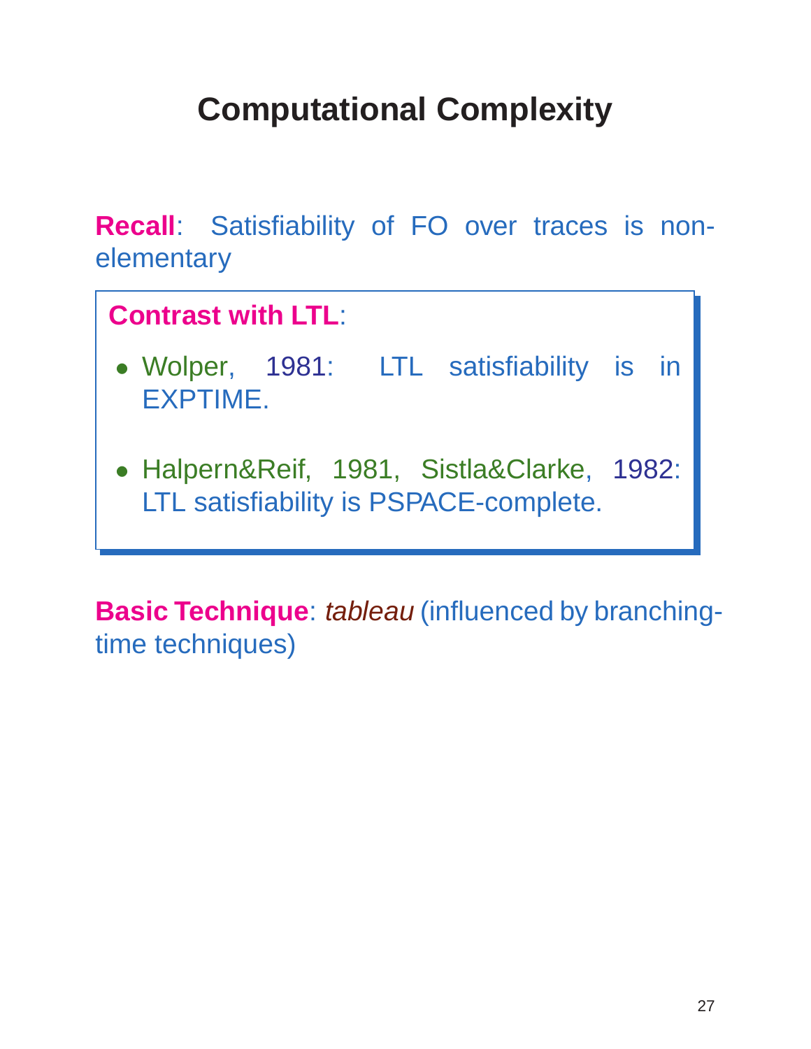# Computational Complexity

**Recall**: Satisfiability of FO over traces is non-elementary

**Contrast with LTL**:

- Wolper, 1981: LTL satisfiability is in EXPTIME.
- Halpern&Reif, 1981, Sistla&Clarke, 1982: LTL satisfiability is PSPACE-complete.

**Basic Technique**: *tableau* (influenced by branching-time techniques)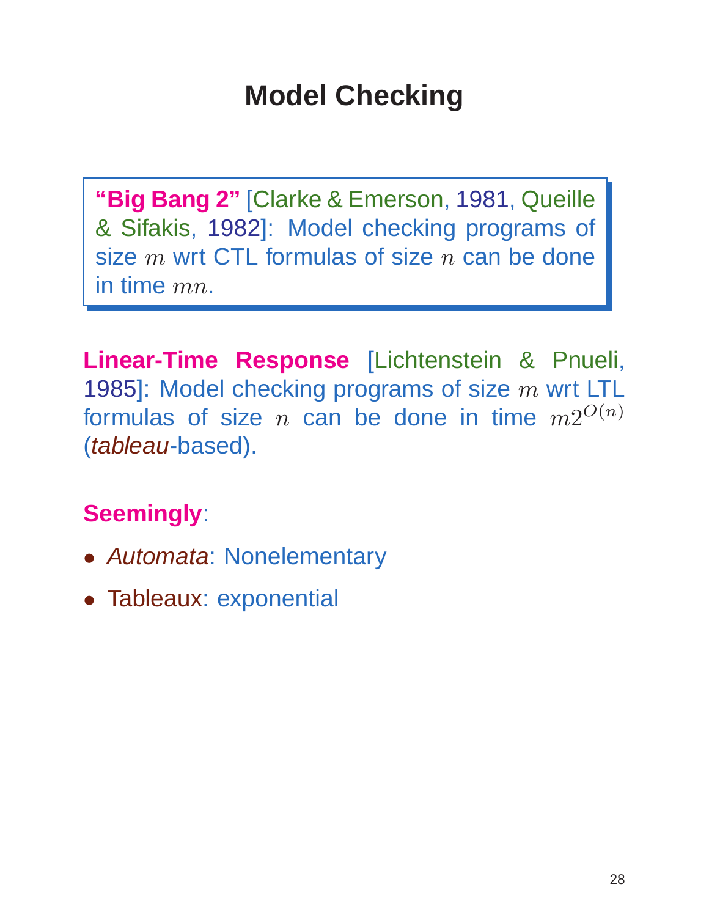# Model Checking

**"Big Bang 2"** [Clarke & Emerson, 1981, Queille & Sifakis, 1982]: Model checking programs of size $m$ wrt CTL formulas of size $n$ can be done in time $mn$.

**Linear-Time Response** [Lichtenstein & Pnueli, 1985]: Model checking programs of size $m$ wrt LTL formulas of size $n$ can be done in time $m2^{O(n)}$ (*tableau*-based).

**Seemingly**:

- *Automata*: Nonelementary
- Tableaux: exponential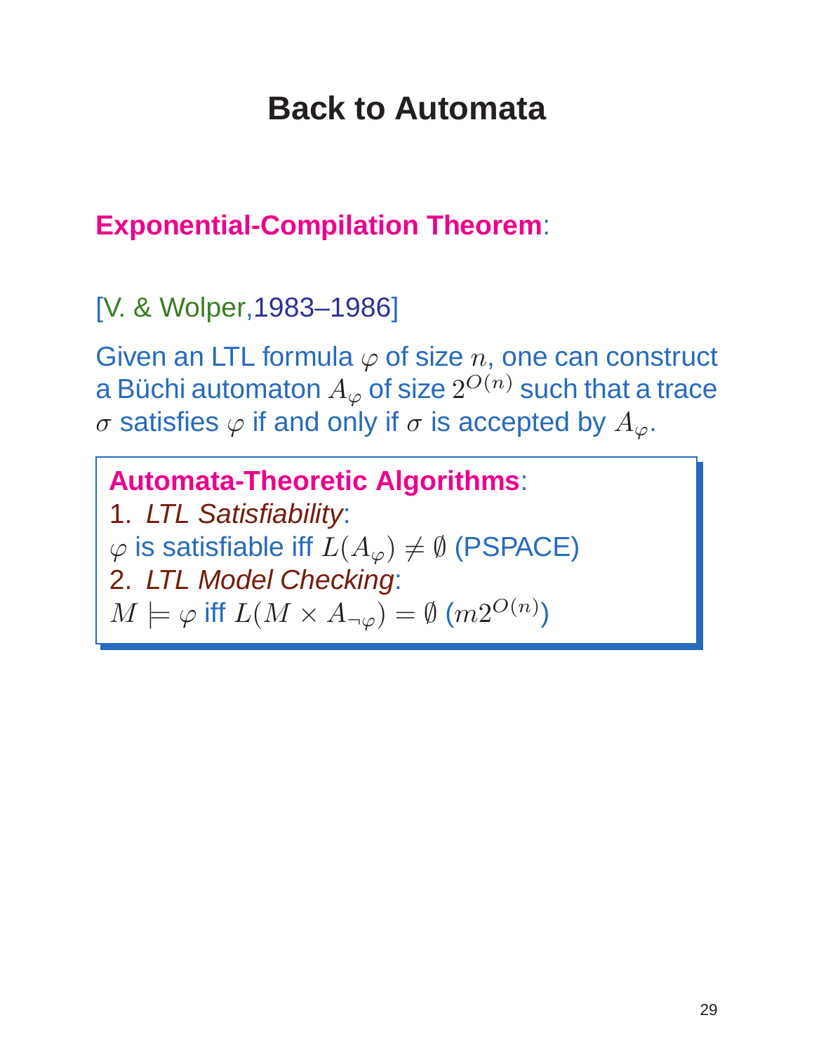# Back to Automata

**Exponential-Compilation Theorem**:

[V. & Wolper,1983–1986]

Given an LTL formula $\varphi$ of size $n$, one can construct a Büchi automaton $A_\varphi$ of size $2^{O(n)}$ such that a trace $\sigma$ satisfies $\varphi$ if and only if $\sigma$ is accepted by $A_\varphi$.

**Automata-Theoretic Algorithms**:

1. *LTL Satisfiability*:
$\varphi$ is satisfiable iff $L(A_\varphi) \neq \emptyset$ (PSPACE)
2. *LTL Model Checking*:
$M \models \varphi$ iff $L(M \times A_{\neg\varphi}) = \emptyset$ ($m2^{O(n)}$)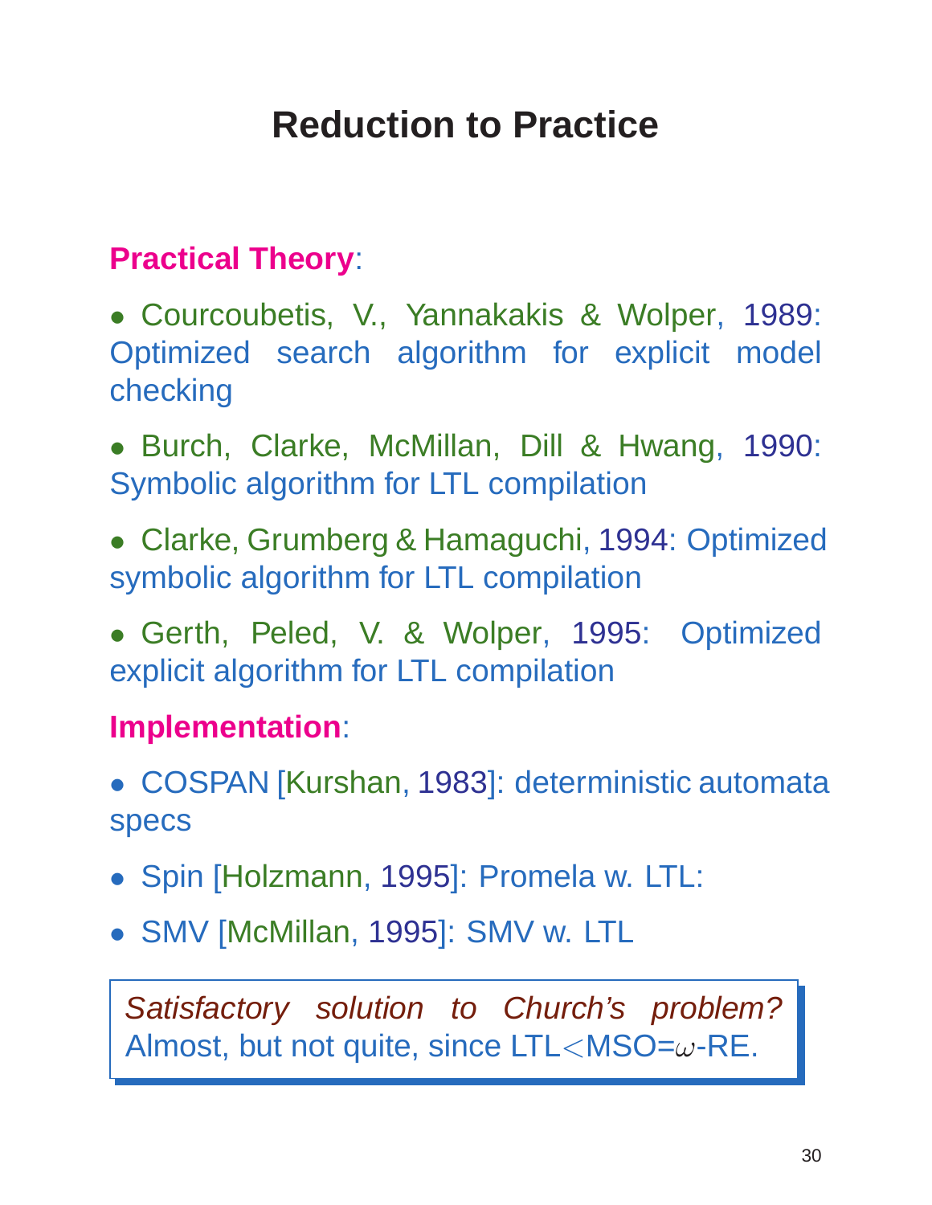# Reduction to Practice

**Practical Theory**:

- Courcoubetis, V., Yannakakis & Wolper, 1989: Optimized search algorithm for explicit model checking
- Burch, Clarke, McMillan, Dill & Hwang, 1990: Symbolic algorithm for LTL compilation
- Clarke, Grumberg & Hamaguchi, 1994: Optimized symbolic algorithm for LTL compilation
- Gerth, Peled, V. & Wolper, 1995: Optimized explicit algorithm for LTL compilation

**Implementation**:

- COSPAN [Kurshan, 1983]: deterministic automata specs
- Spin [Holzmann, 1995]: Promela w. LTL:
- SMV [McMillan, 1995]: SMV w. LTL

*Satisfactory solution to Church's problem?*
Almost, but not quite, since LTL$<$MSO$=\omega$-RE.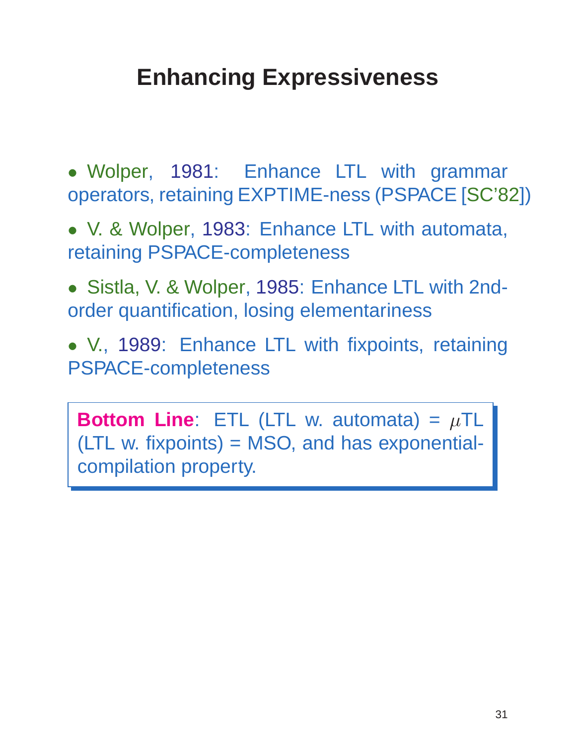# Enhancing Expressiveness

- Wolper, 1981: Enhance LTL with grammar operators, retaining EXPTIME-ness (PSPACE [SC'82])
- V. & Wolper, 1983: Enhance LTL with automata, retaining PSPACE-completeness
- Sistla, V. & Wolper, 1985: Enhance LTL with 2nd-order quantification, losing elementariness
- V., 1989: Enhance LTL with fixpoints, retaining PSPACE-completeness

**Bottom Line**: ETL (LTL w. automata) = $\mu$TL (LTL w. fixpoints) = MSO, and has exponential-compilation property.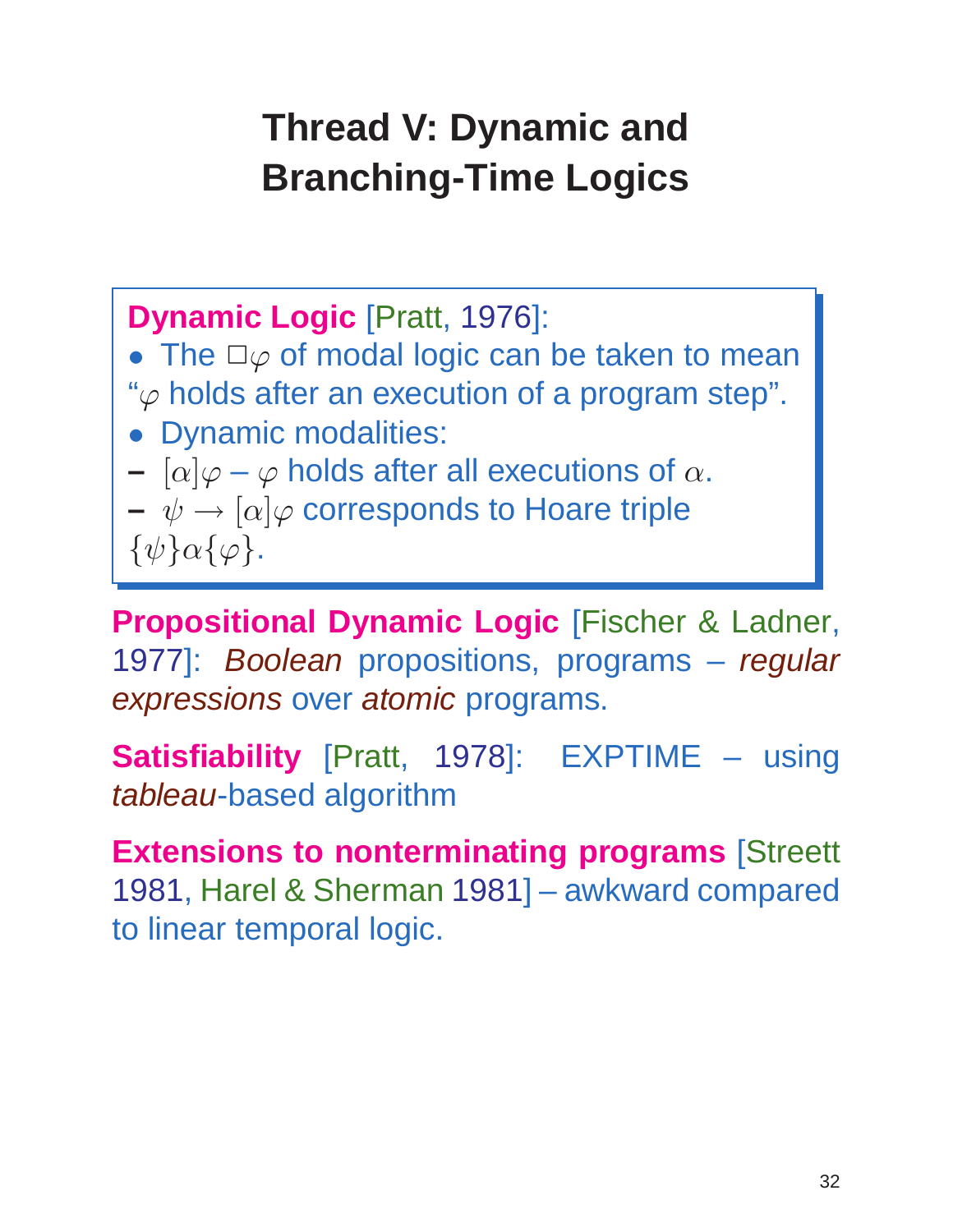# Thread V: Dynamic and Branching-Time Logics

**Dynamic Logic** [Pratt, 1976]:

- The $\Box\varphi$ of modal logic can be taken to mean "$\varphi$ holds after an execution of a program step".
- Dynamic modalities:
  - $[\alpha]\varphi$ – $\varphi$ holds after all executions of $\alpha$.
  - $\psi \rightarrow [\alpha]\varphi$ corresponds to Hoare triple $\{\psi\}\alpha\{\varphi\}$.

**Propositional Dynamic Logic** [Fischer & Ladner, 1977]: *Boolean* propositions, programs – *regular expressions* over *atomic* programs.

**Satisfiability** [Pratt, 1978]: EXPTIME – using *tableau*-based algorithm

**Extensions to nonterminating programs** [Streett 1981, Harel & Sherman 1981] – awkward compared to linear temporal logic.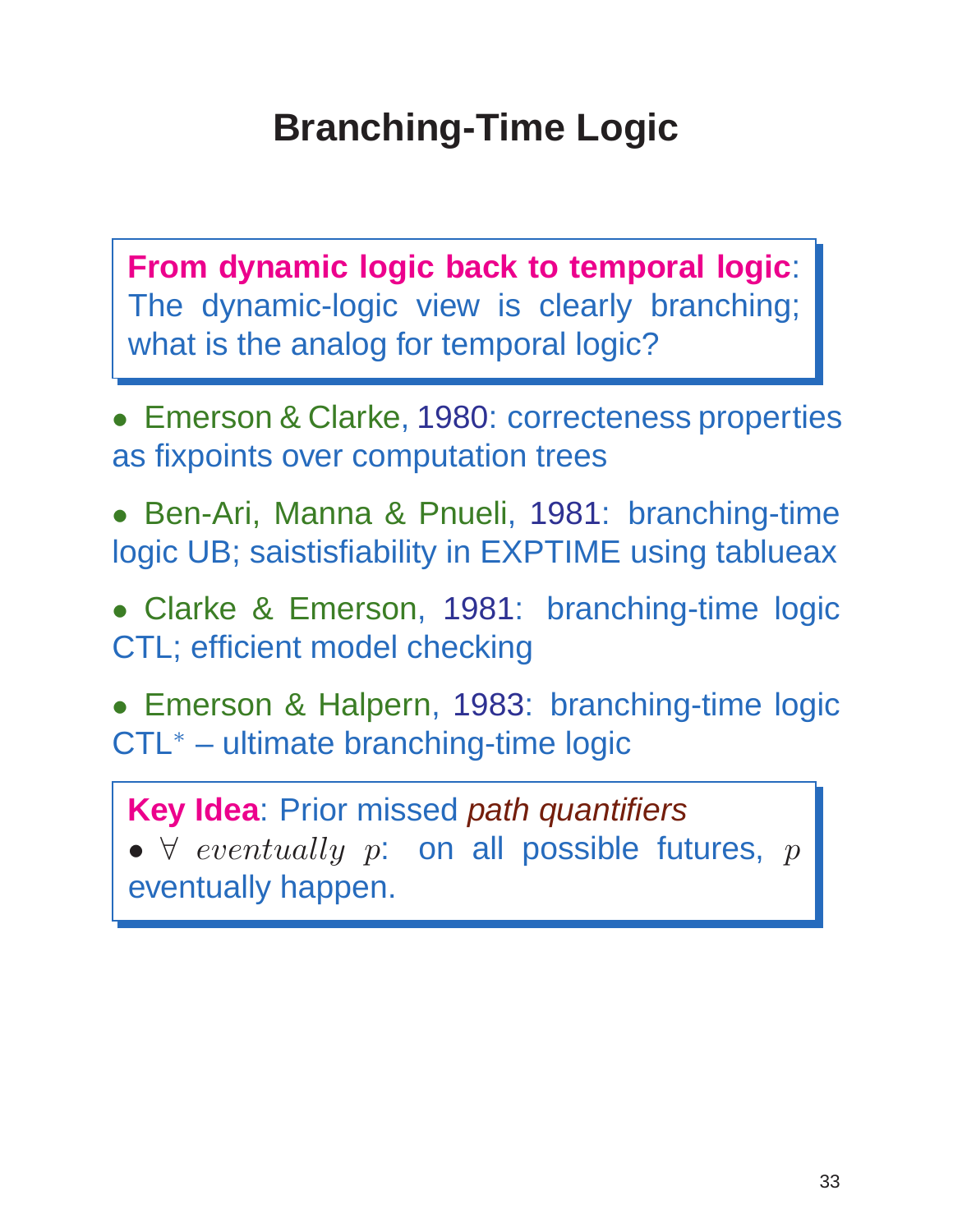# Branching-Time Logic

**From dynamic logic back to temporal logic**: The dynamic-logic view is clearly branching; what is the analog for temporal logic?

- Emerson & Clarke, 1980: correcteness properties as fixpoints over computation trees
- Ben-Ari, Manna & Pnueli, 1981: branching-time logic UB; saistisfiability in EXPTIME using tablueax
- Clarke & Emerson, 1981: branching-time logic CTL; efficient model checking
- Emerson & Halpern, 1983: branching-time logic CTL$^*$ – ultimate branching-time logic

**Key Idea**: Prior missed *path quantifiers*

- $\forall$ $eventually$ $p$: on all possible futures, $p$ eventually happen.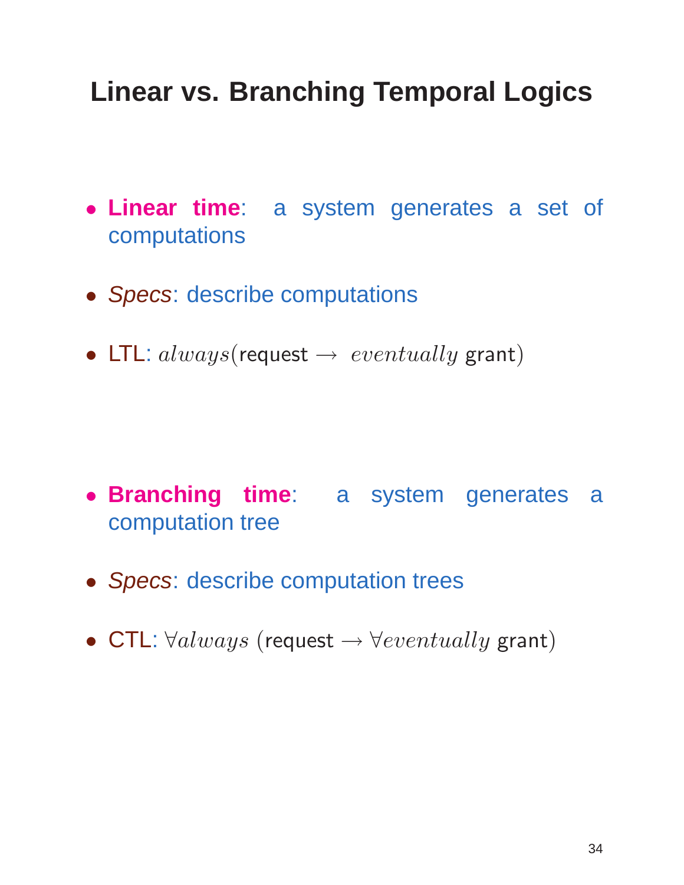# Linear vs. Branching Temporal Logics

- **Linear time**: a system generates a set of computations
- *Specs*: describe computations
- LTL: $always$(request $\rightarrow$ $eventually$ grant)

- **Branching time**: a system generates a computation tree
- *Specs*: describe computation trees
- CTL: $\forall always$ (request $\rightarrow \forall eventually$ grant)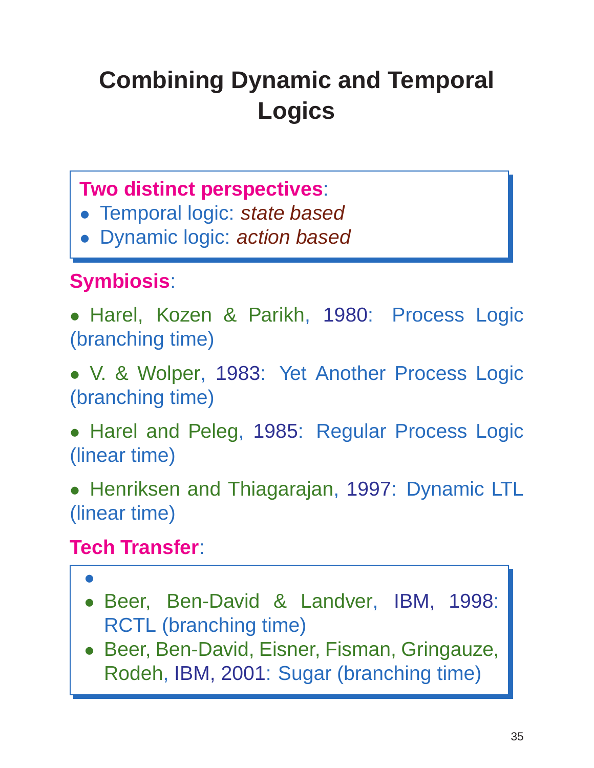# Combining Dynamic and Temporal Logics

**Two distinct perspectives**:

- Temporal logic: *state based*
- Dynamic logic: *action based*

**Symbiosis**:

- Harel, Kozen & Parikh, 1980: Process Logic (branching time)
- V. & Wolper, 1983: Yet Another Process Logic (branching time)
- Harel and Peleg, 1985: Regular Process Logic (linear time)
- Henriksen and Thiagarajan, 1997: Dynamic LTL (linear time)

**Tech Transfer**:

- 
- Beer, Ben-David & Landver, IBM, 1998: RCTL (branching time)
- Beer, Ben-David, Eisner, Fisman, Gringauze, Rodeh, IBM, 2001: Sugar (branching time)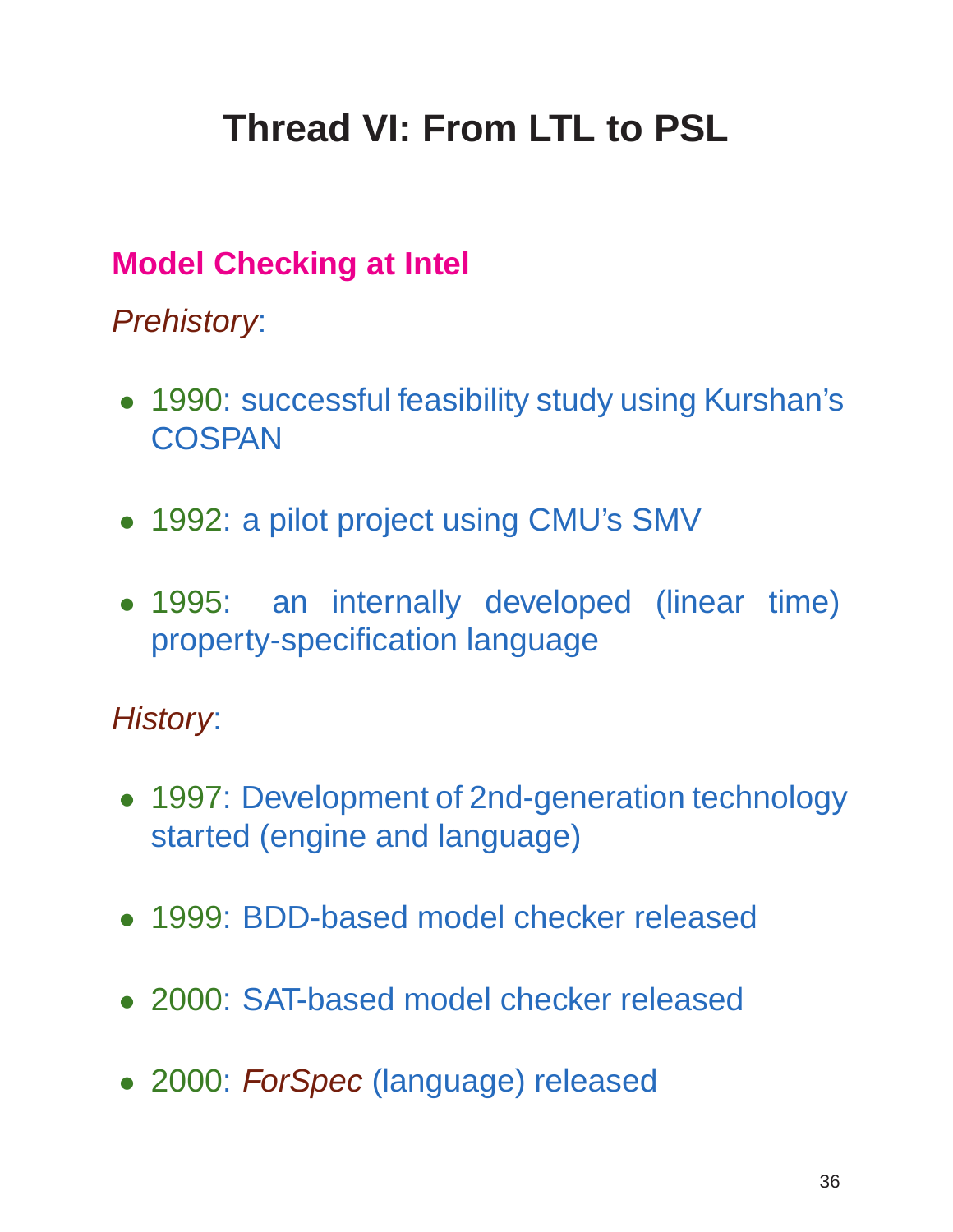# Thread VI: From LTL to PSL

## Model Checking at Intel

*Prehistory*:

- 1990: successful feasibility study using Kurshan's COSPAN
- 1992: a pilot project using CMU's SMV
- 1995: an internally developed (linear time) property-specification language

*History*:

- 1997: Development of 2nd-generation technology started (engine and language)
- 1999: BDD-based model checker released
- 2000: SAT-based model checker released
- 2000: *ForSpec* (language) released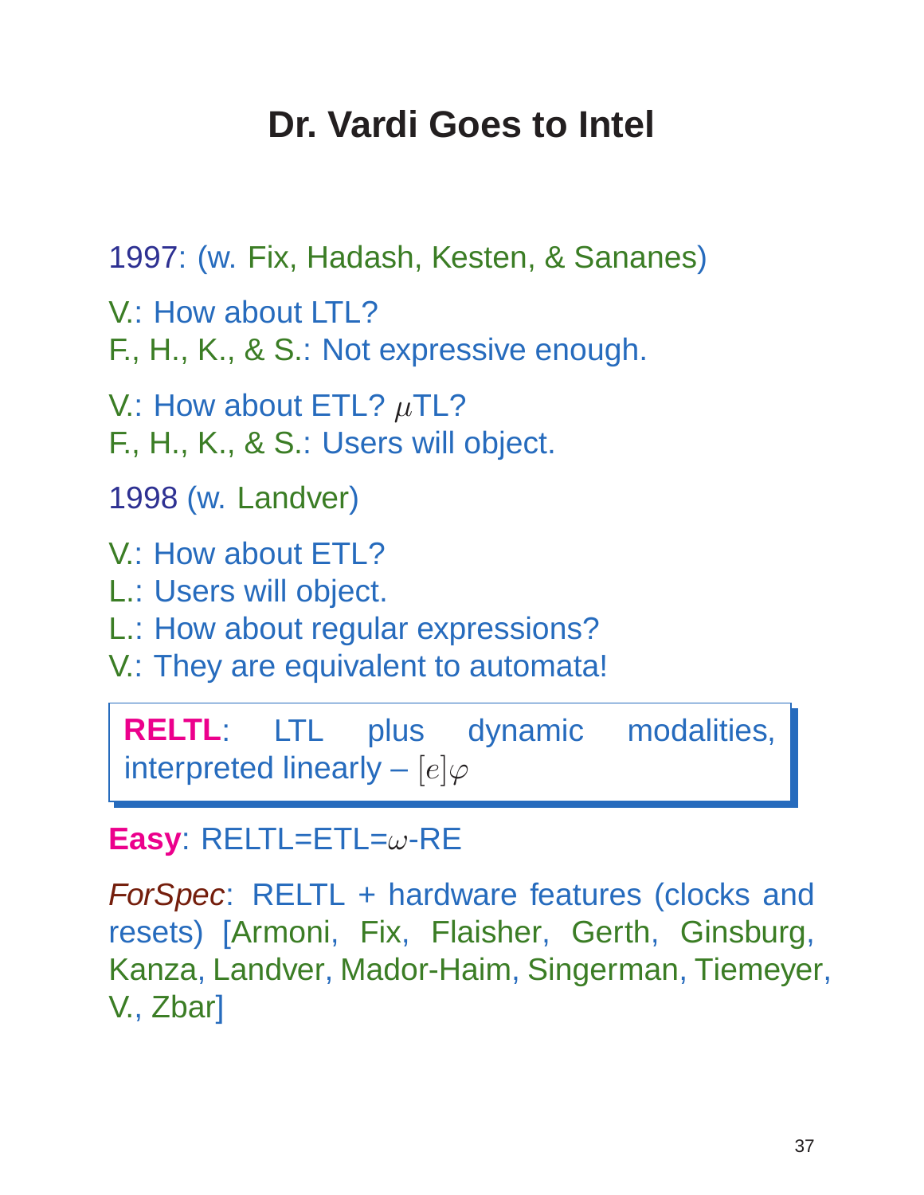# Dr. Vardi Goes to Intel

1997: (w. Fix, Hadash, Kesten, & Sananes)

V.: How about LTL?
F., H., K., & S.: Not expressive enough.

V.: How about ETL? $\mu$TL?
F., H., K., & S.: Users will object.

1998 (w. Landver)

V.: How about ETL?
L.: Users will object.
L.: How about regular expressions?
V.: They are equivalent to automata!

**RELTL**: LTL plus dynamic modalities, interpreted linearly – $[e]\varphi$

**Easy**: RELTL=ETL=$\omega$-RE

*ForSpec*: RELTL + hardware features (clocks and resets) [Armoni, Fix, Flaisher, Gerth, Ginsburg, Kanza, Landver, Mador-Haim, Singerman, Tiemeyer, V., Zbar]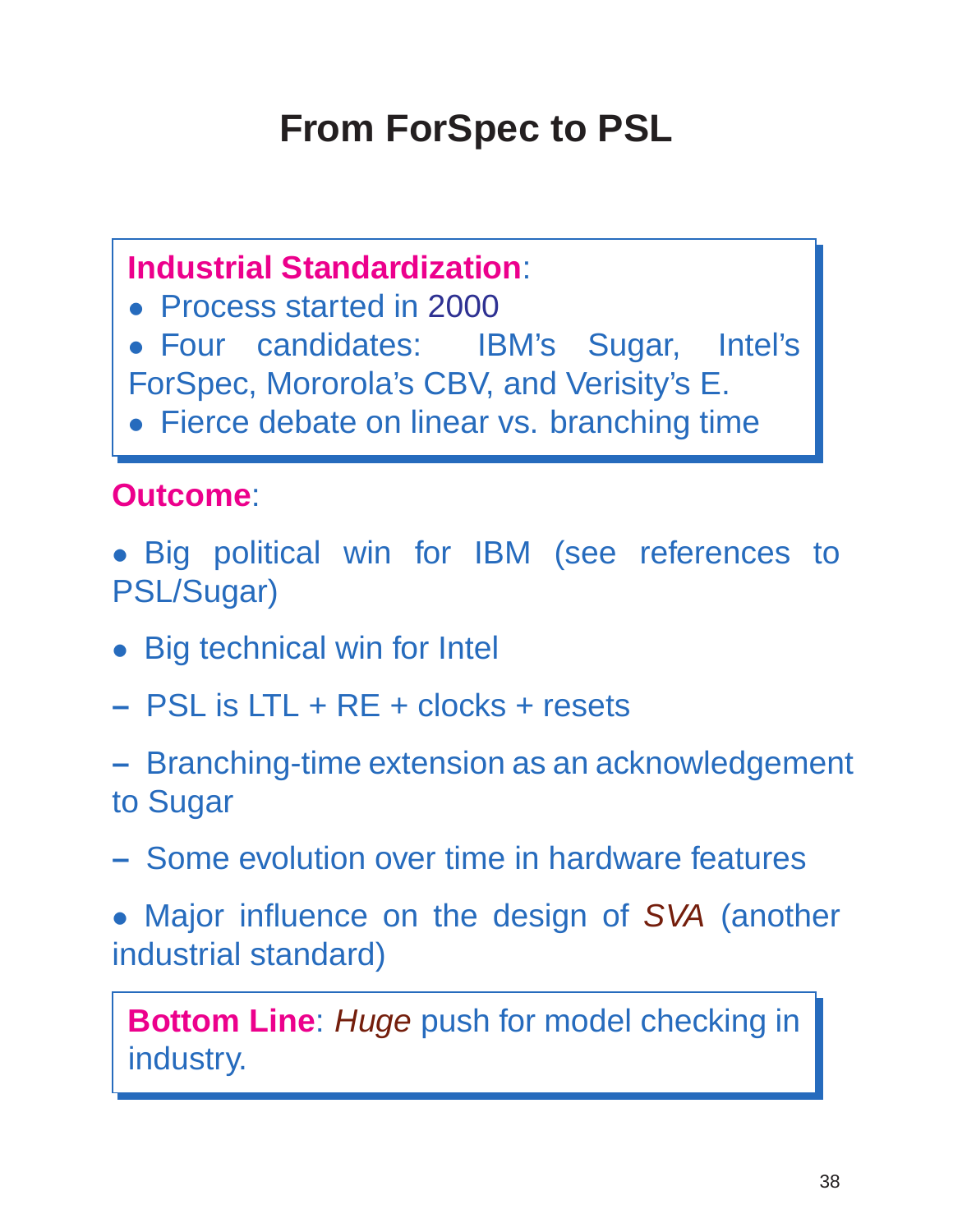# From ForSpec to PSL

**Industrial Standardization**:

- Process started in 2000
- Four candidates: IBM's Sugar, Intel's ForSpec, Mororola's CBV, and Verisity's E.
- Fierce debate on linear vs. branching time

**Outcome**:

- Big political win for IBM (see references to PSL/Sugar)
- Big technical win for Intel
  - PSL is LTL + RE + clocks + resets
  - Branching-time extension as an acknowledgement to Sugar
  - Some evolution over time in hardware features
- Major influence on the design of *SVA* (another industrial standard)

**Bottom Line**: *Huge* push for model checking in industry.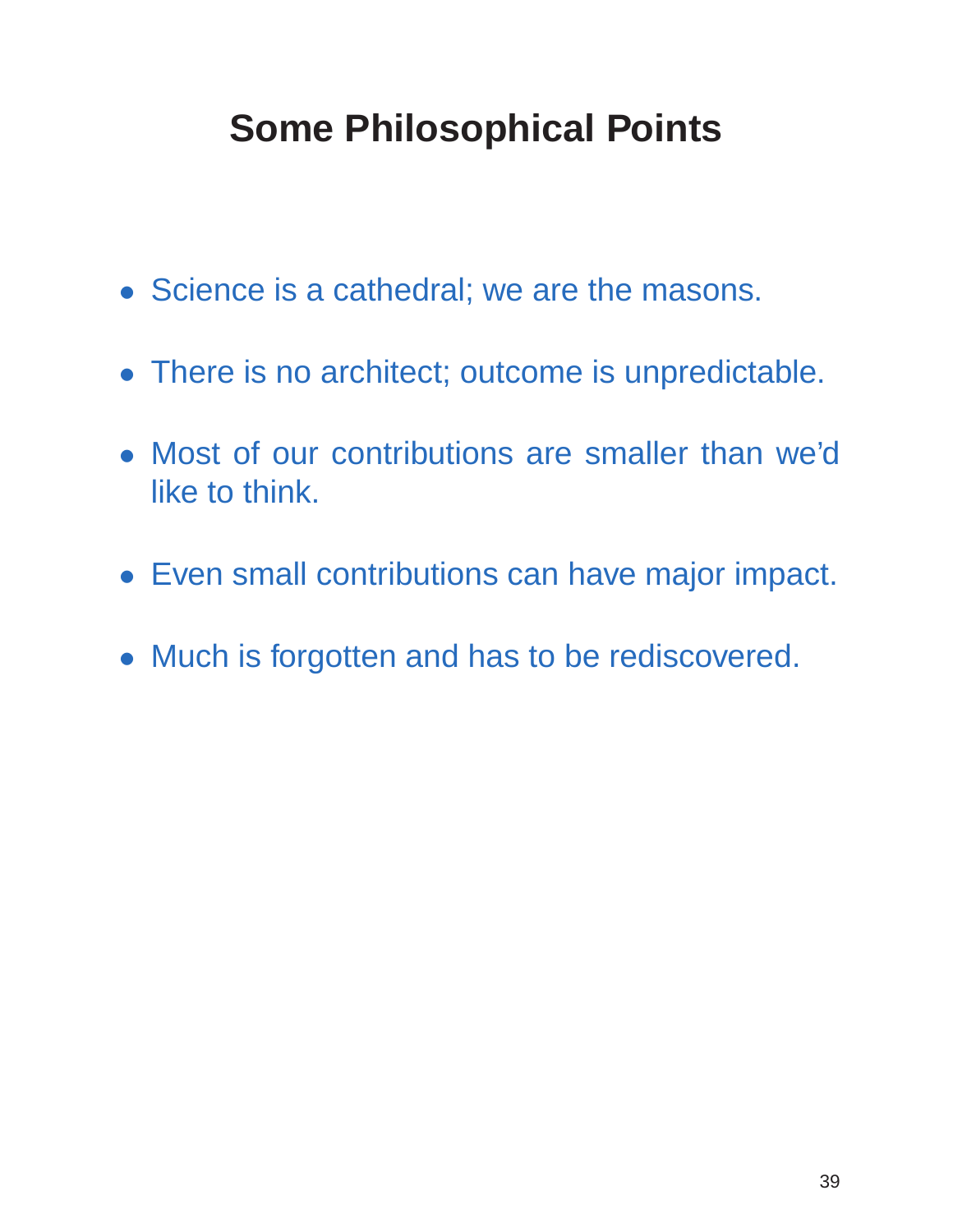# Some Philosophical Points

- Science is a cathedral; we are the masons.
- There is no architect; outcome is unpredictable.
- Most of our contributions are smaller than we'd like to think.
- Even small contributions can have major impact.
- Much is forgotten and has to be rediscovered.